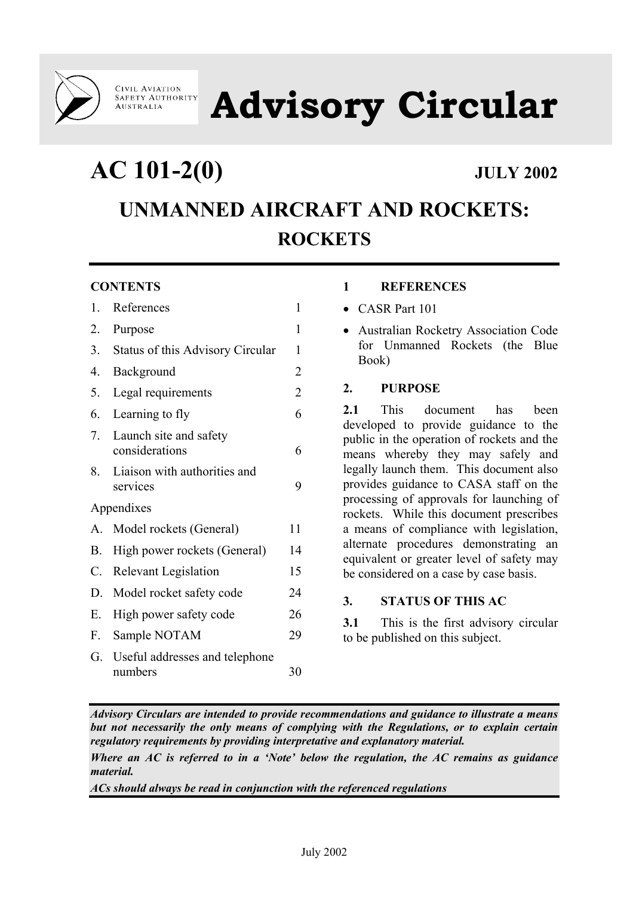CIVIL AVIATION SAFETY AUTHORITY AUSTRALIA

# Advisory Circular

## AC 101-2(0) JULY 2002

# UNMANNED AIRCRAFT AND ROCKETS: ROCKETS

**CONTENTS**

| | | |
|---|---|---|
| 1. | References | 1 |
| 2. | Purpose | 1 |
| 3. | Status of this Advisory Circular | 1 |
| 4. | Background | 2 |
| 5. | Legal requirements | 2 |
| 6. | Learning to fly | 6 |
| 7. | Launch site and safety considerations | 6 |
| 8. | Liaison with authorities and services | 9 |
| | Appendixes | |
| A. | Model rockets (General) | 11 |
| B. | High power rockets (General) | 14 |
| C. | Relevant Legislation | 15 |
| D. | Model rocket safety code | 24 |
| E. | High power safety code | 26 |
| F. | Sample NOTAM | 29 |
| G. | Useful addresses and telephone numbers | 30 |

### 1 REFERENCES

- CASR Part 101
- Australian Rocketry Association Code for Unmanned Rockets (the Blue Book)

### 2. PURPOSE

**2.1** This document has been developed to provide guidance to the public in the operation of rockets and the means whereby they may safely and legally launch them. This document also provides guidance to CASA staff on the processing of approvals for launching of rockets. While this document prescribes a means of compliance with legislation, alternate procedures demonstrating an equivalent or greater level of safety may be considered on a case by case basis.

### 3. STATUS OF THIS AC

**3.1** This is the first advisory circular to be published on this subject.

***Advisory Circulars are intended to provide recommendations and guidance to illustrate a means but not necessarily the only means of complying with the Regulations, or to explain certain regulatory requirements by providing interpretative and explanatory material.***

***Where an AC is referred to in a 'Note' below the regulation, the AC remains as guidance material.***

***ACs should always be read in conjunction with the referenced regulations***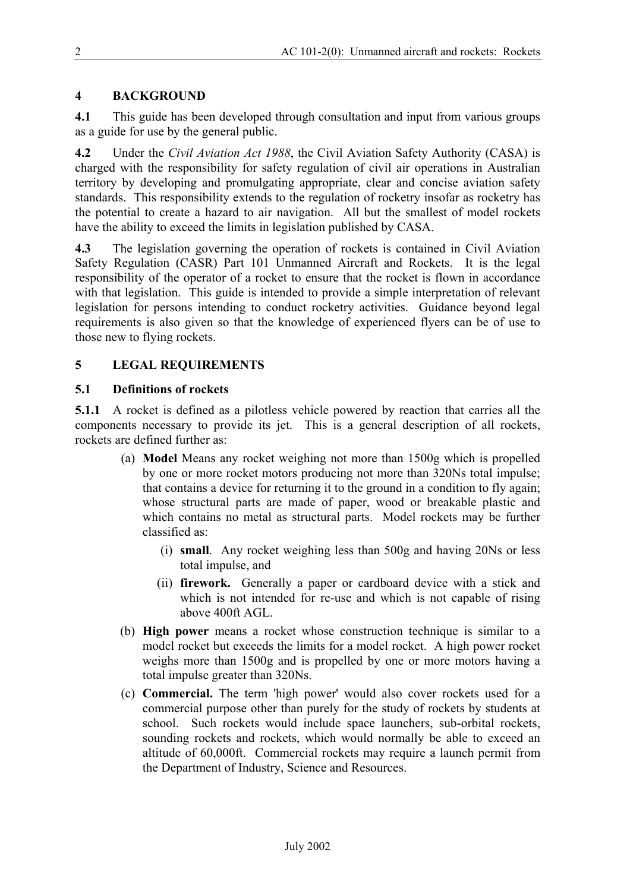## 4 BACKGROUND

**4.1** This guide has been developed through consultation and input from various groups as a guide for use by the general public.

**4.2** Under the *Civil Aviation Act 1988*, the Civil Aviation Safety Authority (CASA) is charged with the responsibility for safety regulation of civil air operations in Australian territory by developing and promulgating appropriate, clear and concise aviation safety standards. This responsibility extends to the regulation of rocketry insofar as rocketry has the potential to create a hazard to air navigation. All but the smallest of model rockets have the ability to exceed the limits in legislation published by CASA.

**4.3** The legislation governing the operation of rockets is contained in Civil Aviation Safety Regulation (CASR) Part 101 Unmanned Aircraft and Rockets. It is the legal responsibility of the operator of a rocket to ensure that the rocket is flown in accordance with that legislation. This guide is intended to provide a simple interpretation of relevant legislation for persons intending to conduct rocketry activities. Guidance beyond legal requirements is also given so that the knowledge of experienced flyers can be of use to those new to flying rockets.

## 5 LEGAL REQUIREMENTS

### 5.1 Definitions of rockets

**5.1.1** A rocket is defined as a pilotless vehicle powered by reaction that carries all the components necessary to provide its jet. This is a general description of all rockets, rockets are defined further as:

(a) **Model** Means any rocket weighing not more than 1500g which is propelled by one or more rocket motors producing not more than 320Ns total impulse; that contains a device for returning it to the ground in a condition to fly again; whose structural parts are made of paper, wood or breakable plastic and which contains no metal as structural parts. Model rockets may be further classified as:

  (i) **small**. Any rocket weighing less than 500g and having 20Ns or less total impulse, and

  (ii) **firework.** Generally a paper or cardboard device with a stick and which is not intended for re-use and which is not capable of rising above 400ft AGL.

(b) **High power** means a rocket whose construction technique is similar to a model rocket but exceeds the limits for a model rocket. A high power rocket weighs more than 1500g and is propelled by one or more motors having a total impulse greater than 320Ns.

(c) **Commercial.** The term 'high power' would also cover rockets used for a commercial purpose other than purely for the study of rockets by students at school. Such rockets would include space launchers, sub-orbital rockets, sounding rockets and rockets, which would normally be able to exceed an altitude of 60,000ft. Commercial rockets may require a launch permit from the Department of Industry, Science and Resources.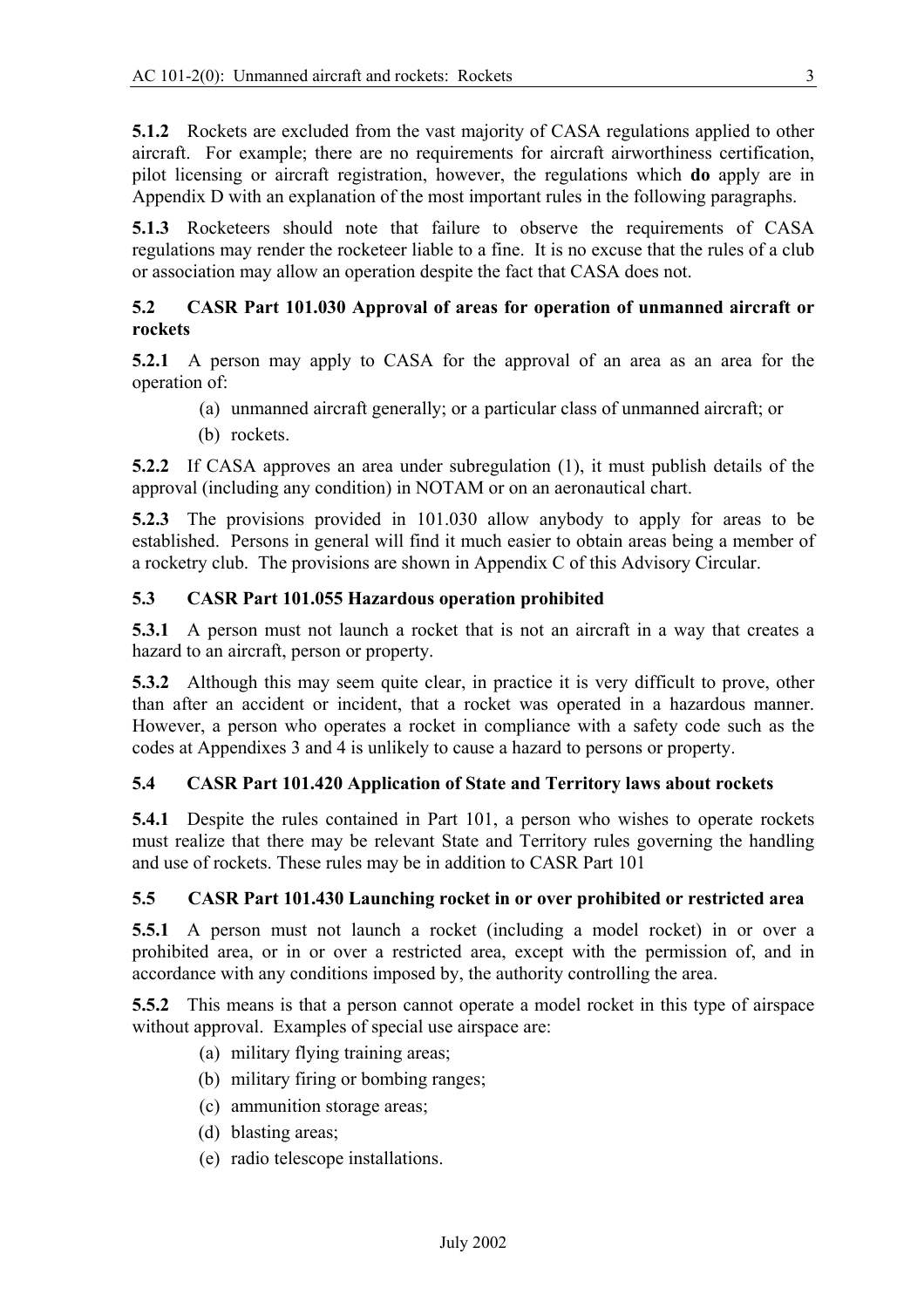**5.1.2** Rockets are excluded from the vast majority of CASA regulations applied to other aircraft. For example; there are no requirements for aircraft airworthiness certification, pilot licensing or aircraft registration, however, the regulations which **do** apply are in Appendix D with an explanation of the most important rules in the following paragraphs.

**5.1.3** Rocketeers should note that failure to observe the requirements of CASA regulations may render the rocketeer liable to a fine. It is no excuse that the rules of a club or association may allow an operation despite the fact that CASA does not.

### 5.2 CASR Part 101.030 Approval of areas for operation of unmanned aircraft or rockets

**5.2.1** A person may apply to CASA for the approval of an area as an area for the operation of:

(a) unmanned aircraft generally; or a particular class of unmanned aircraft; or

(b) rockets.

**5.2.2** If CASA approves an area under subregulation (1), it must publish details of the approval (including any condition) in NOTAM or on an aeronautical chart.

**5.2.3** The provisions provided in 101.030 allow anybody to apply for areas to be established. Persons in general will find it much easier to obtain areas being a member of a rocketry club. The provisions are shown in Appendix C of this Advisory Circular.

### 5.3 CASR Part 101.055 Hazardous operation prohibited

**5.3.1** A person must not launch a rocket that is not an aircraft in a way that creates a hazard to an aircraft, person or property.

**5.3.2** Although this may seem quite clear, in practice it is very difficult to prove, other than after an accident or incident, that a rocket was operated in a hazardous manner. However, a person who operates a rocket in compliance with a safety code such as the codes at Appendixes 3 and 4 is unlikely to cause a hazard to persons or property.

### 5.4 CASR Part 101.420 Application of State and Territory laws about rockets

**5.4.1** Despite the rules contained in Part 101, a person who wishes to operate rockets must realize that there may be relevant State and Territory rules governing the handling and use of rockets. These rules may be in addition to CASR Part 101

### 5.5 CASR Part 101.430 Launching rocket in or over prohibited or restricted area

**5.5.1** A person must not launch a rocket (including a model rocket) in or over a prohibited area, or in or over a restricted area, except with the permission of, and in accordance with any conditions imposed by, the authority controlling the area.

**5.5.2** This means is that a person cannot operate a model rocket in this type of airspace without approval. Examples of special use airspace are:

(a) military flying training areas;

(b) military firing or bombing ranges;

(c) ammunition storage areas;

(d) blasting areas;

(e) radio telescope installations.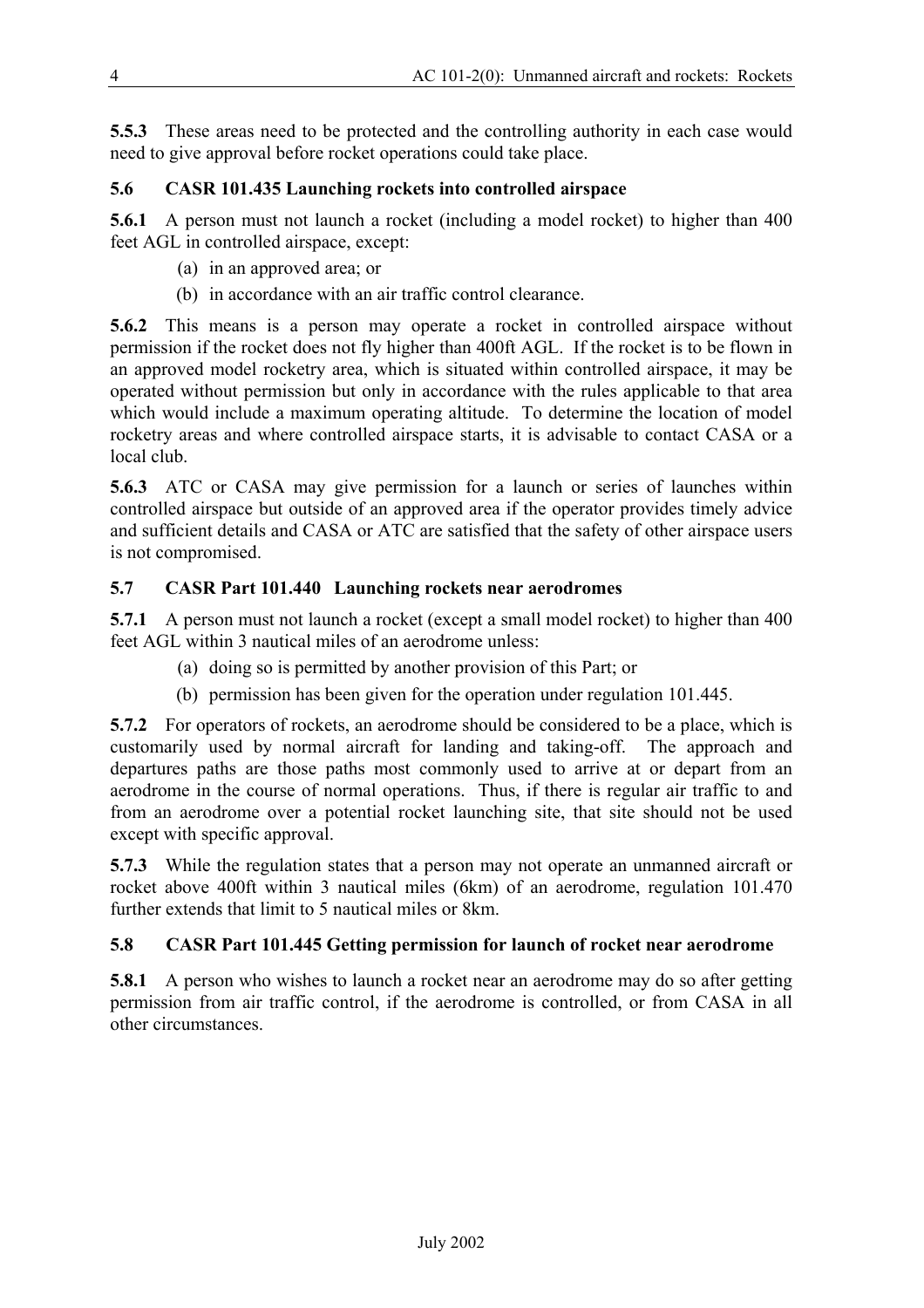**5.5.3** These areas need to be protected and the controlling authority in each case would need to give approval before rocket operations could take place.

### 5.6 CASR 101.435 Launching rockets into controlled airspace

**5.6.1** A person must not launch a rocket (including a model rocket) to higher than 400 feet AGL in controlled airspace, except:

(a) in an approved area; or

(b) in accordance with an air traffic control clearance.

**5.6.2** This means is a person may operate a rocket in controlled airspace without permission if the rocket does not fly higher than 400ft AGL. If the rocket is to be flown in an approved model rocketry area, which is situated within controlled airspace, it may be operated without permission but only in accordance with the rules applicable to that area which would include a maximum operating altitude. To determine the location of model rocketry areas and where controlled airspace starts, it is advisable to contact CASA or a local club.

**5.6.3** ATC or CASA may give permission for a launch or series of launches within controlled airspace but outside of an approved area if the operator provides timely advice and sufficient details and CASA or ATC are satisfied that the safety of other airspace users is not compromised.

### 5.7 CASR Part 101.440 Launching rockets near aerodromes

**5.7.1** A person must not launch a rocket (except a small model rocket) to higher than 400 feet AGL within 3 nautical miles of an aerodrome unless:

(a) doing so is permitted by another provision of this Part; or

(b) permission has been given for the operation under regulation 101.445.

**5.7.2** For operators of rockets, an aerodrome should be considered to be a place, which is customarily used by normal aircraft for landing and taking-off. The approach and departures paths are those paths most commonly used to arrive at or depart from an aerodrome in the course of normal operations. Thus, if there is regular air traffic to and from an aerodrome over a potential rocket launching site, that site should not be used except with specific approval.

**5.7.3** While the regulation states that a person may not operate an unmanned aircraft or rocket above 400ft within 3 nautical miles (6km) of an aerodrome, regulation 101.470 further extends that limit to 5 nautical miles or 8km.

### 5.8 CASR Part 101.445 Getting permission for launch of rocket near aerodrome

**5.8.1** A person who wishes to launch a rocket near an aerodrome may do so after getting permission from air traffic control, if the aerodrome is controlled, or from CASA in all other circumstances.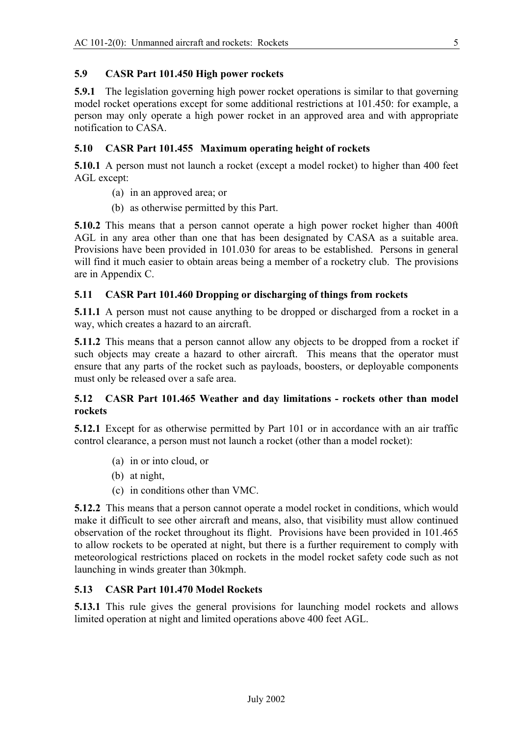### 5.9 CASR Part 101.450 High power rockets

**5.9.1** The legislation governing high power rocket operations is similar to that governing model rocket operations except for some additional restrictions at 101.450: for example, a person may only operate a high power rocket in an approved area and with appropriate notification to CASA.

### 5.10 CASR Part 101.455 Maximum operating height of rockets

**5.10.1** A person must not launch a rocket (except a model rocket) to higher than 400 feet AGL except:

(a) in an approved area; or

(b) as otherwise permitted by this Part.

**5.10.2** This means that a person cannot operate a high power rocket higher than 400ft AGL in any area other than one that has been designated by CASA as a suitable area. Provisions have been provided in 101.030 for areas to be established. Persons in general will find it much easier to obtain areas being a member of a rocketry club. The provisions are in Appendix C.

### 5.11 CASR Part 101.460 Dropping or discharging of things from rockets

**5.11.1** A person must not cause anything to be dropped or discharged from a rocket in a way, which creates a hazard to an aircraft.

**5.11.2** This means that a person cannot allow any objects to be dropped from a rocket if such objects may create a hazard to other aircraft. This means that the operator must ensure that any parts of the rocket such as payloads, boosters, or deployable components must only be released over a safe area.

### 5.12 CASR Part 101.465 Weather and day limitations - rockets other than model rockets

**5.12.1** Except for as otherwise permitted by Part 101 or in accordance with an air traffic control clearance, a person must not launch a rocket (other than a model rocket):

(a) in or into cloud, or

(b) at night,

(c) in conditions other than VMC.

**5.12.2** This means that a person cannot operate a model rocket in conditions, which would make it difficult to see other aircraft and means, also, that visibility must allow continued observation of the rocket throughout its flight. Provisions have been provided in 101.465 to allow rockets to be operated at night, but there is a further requirement to comply with meteorological restrictions placed on rockets in the model rocket safety code such as not launching in winds greater than 30kmph.

### 5.13 CASR Part 101.470 Model Rockets

**5.13.1** This rule gives the general provisions for launching model rockets and allows limited operation at night and limited operations above 400 feet AGL.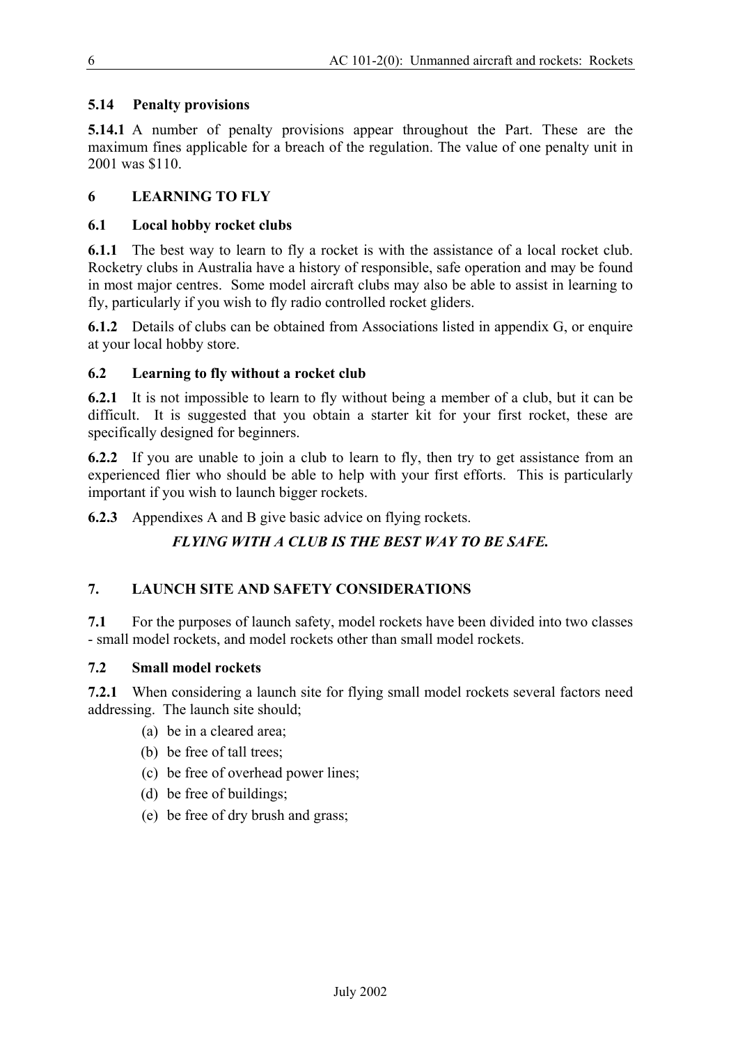### 5.14 Penalty provisions

**5.14.1** A number of penalty provisions appear throughout the Part. These are the maximum fines applicable for a breach of the regulation. The value of one penalty unit in 2001 was $110.

## 6 LEARNING TO FLY

### 6.1 Local hobby rocket clubs

**6.1.1** The best way to learn to fly a rocket is with the assistance of a local rocket club. Rocketry clubs in Australia have a history of responsible, safe operation and may be found in most major centres. Some model aircraft clubs may also be able to assist in learning to fly, particularly if you wish to fly radio controlled rocket gliders.

**6.1.2** Details of clubs can be obtained from Associations listed in appendix G, or enquire at your local hobby store.

### 6.2 Learning to fly without a rocket club

**6.2.1** It is not impossible to learn to fly without being a member of a club, but it can be difficult. It is suggested that you obtain a starter kit for your first rocket, these are specifically designed for beginners.

**6.2.2** If you are unable to join a club to learn to fly, then try to get assistance from an experienced flier who should be able to help with your first efforts. This is particularly important if you wish to launch bigger rockets.

**6.2.3** Appendixes A and B give basic advice on flying rockets.

***FLYING WITH A CLUB IS THE BEST WAY TO BE SAFE.***

## 7. LAUNCH SITE AND SAFETY CONSIDERATIONS

**7.1** For the purposes of launch safety, model rockets have been divided into two classes - small model rockets, and model rockets other than small model rockets.

### 7.2 Small model rockets

**7.2.1** When considering a launch site for flying small model rockets several factors need addressing. The launch site should;

(a) be in a cleared area;

(b) be free of tall trees;

(c) be free of overhead power lines;

(d) be free of buildings;

(e) be free of dry brush and grass;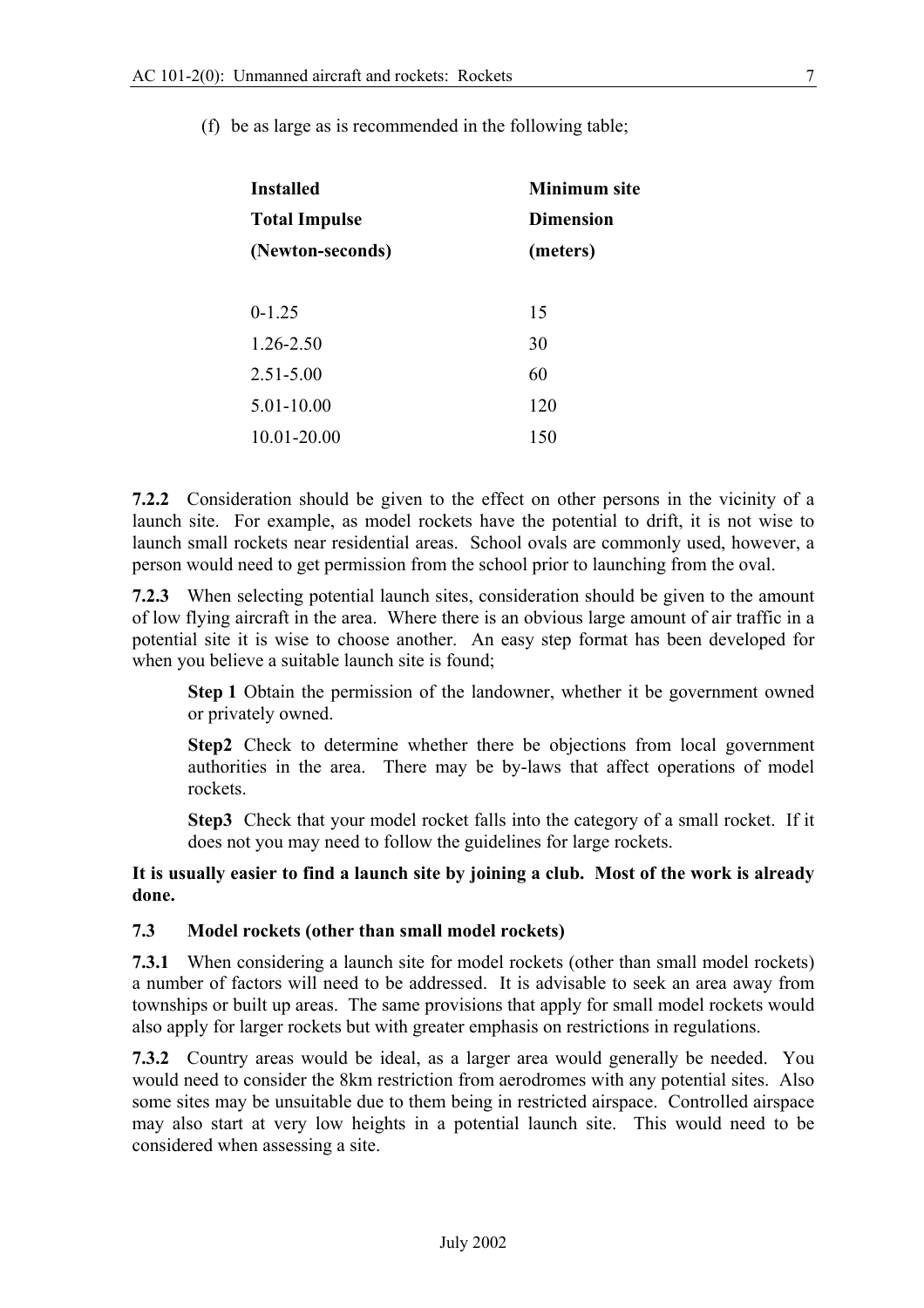(f) be as large as is recommended in the following table;

| Installed Total Impulse (Newton-seconds) | Minimum site Dimension (meters) |
|---|---|
| 0-1.25 | 15 |
| 1.26-2.50 | 30 |
| 2.51-5.00 | 60 |
| 5.01-10.00 | 120 |
| 10.01-20.00 | 150 |

**7.2.2** Consideration should be given to the effect on other persons in the vicinity of a launch site. For example, as model rockets have the potential to drift, it is not wise to launch small rockets near residential areas. School ovals are commonly used, however, a person would need to get permission from the school prior to launching from the oval.

**7.2.3** When selecting potential launch sites, consideration should be given to the amount of low flying aircraft in the area. Where there is an obvious large amount of air traffic in a potential site it is wise to choose another. An easy step format has been developed for when you believe a suitable launch site is found;

> **Step 1** Obtain the permission of the landowner, whether it be government owned or privately owned.
>
> **Step2** Check to determine whether there be objections from local government authorities in the area. There may be by-laws that affect operations of model rockets.
>
> **Step3** Check that your model rocket falls into the category of a small rocket. If it does not you may need to follow the guidelines for large rockets.

**It is usually easier to find a launch site by joining a club. Most of the work is already done.**

### 7.3 Model rockets (other than small model rockets)

**7.3.1** When considering a launch site for model rockets (other than small model rockets) a number of factors will need to be addressed. It is advisable to seek an area away from townships or built up areas. The same provisions that apply for small model rockets would also apply for larger rockets but with greater emphasis on restrictions in regulations.

**7.3.2** Country areas would be ideal, as a larger area would generally be needed. You would need to consider the 8km restriction from aerodromes with any potential sites. Also some sites may be unsuitable due to them being in restricted airspace. Controlled airspace may also start at very low heights in a potential launch site. This would need to be considered when assessing a site.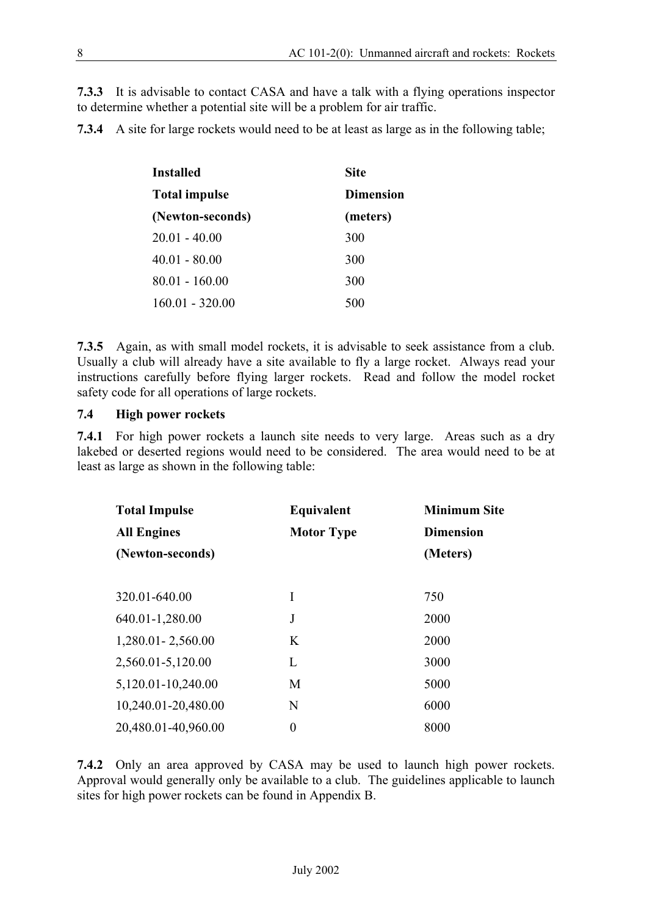**7.3.3** It is advisable to contact CASA and have a talk with a flying operations inspector to determine whether a potential site will be a problem for air traffic.

**7.3.4** A site for large rockets would need to be at least as large as in the following table;

| Installed Total impulse (Newton-seconds) | Site Dimension (meters) |
|---|---|
| 20.01 - 40.00 | 300 |
| 40.01 - 80.00 | 300 |
| 80.01 - 160.00 | 300 |
| 160.01 - 320.00 | 500 |

**7.3.5** Again, as with small model rockets, it is advisable to seek assistance from a club. Usually a club will already have a site available to fly a large rocket. Always read your instructions carefully before flying larger rockets. Read and follow the model rocket safety code for all operations of large rockets.

### 7.4 High power rockets

**7.4.1** For high power rockets a launch site needs to very large. Areas such as a dry lakebed or deserted regions would need to be considered. The area would need to be at least as large as shown in the following table:

| Total Impulse All Engines (Newton-seconds) | Equivalent Motor Type | Minimum Site Dimension (Meters) |
|---|---|---|
| 320.01-640.00 | I | 750 |
| 640.01-1,280.00 | J | 2000 |
| 1,280.01- 2,560.00 | K | 2000 |
| 2,560.01-5,120.00 | L | 3000 |
| 5,120.01-10,240.00 | M | 5000 |
| 10,240.01-20,480.00 | N | 6000 |
| 20,480.01-40,960.00 | 0 | 8000 |

**7.4.2** Only an area approved by CASA may be used to launch high power rockets. Approval would generally only be available to a club. The guidelines applicable to launch sites for high power rockets can be found in Appendix B.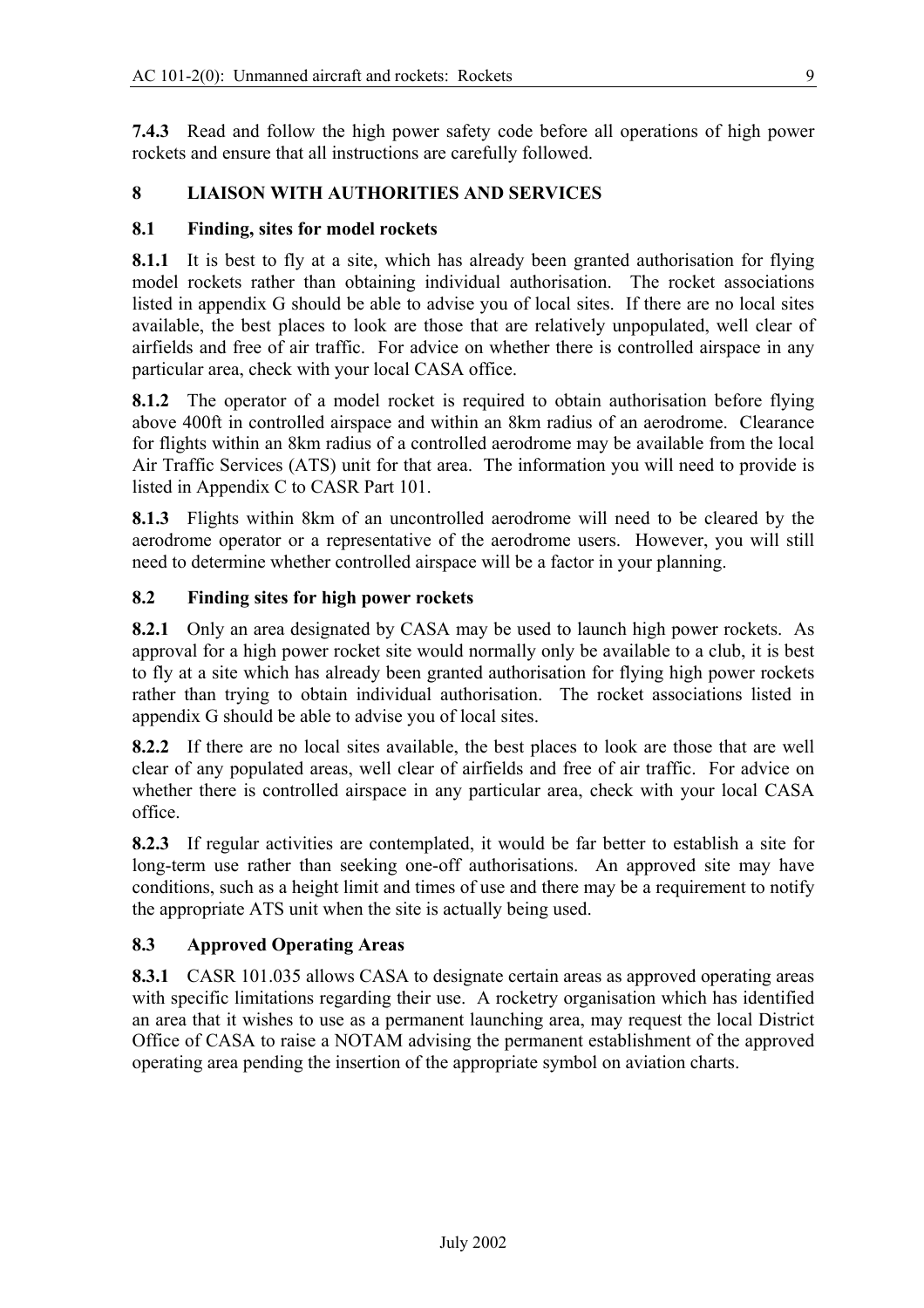**7.4.3** Read and follow the high power safety code before all operations of high power rockets and ensure that all instructions are carefully followed.

## 8 LIAISON WITH AUTHORITIES AND SERVICES

### 8.1 Finding, sites for model rockets

**8.1.1** It is best to fly at a site, which has already been granted authorisation for flying model rockets rather than obtaining individual authorisation. The rocket associations listed in appendix G should be able to advise you of local sites. If there are no local sites available, the best places to look are those that are relatively unpopulated, well clear of airfields and free of air traffic. For advice on whether there is controlled airspace in any particular area, check with your local CASA office.

**8.1.2** The operator of a model rocket is required to obtain authorisation before flying above 400ft in controlled airspace and within an 8km radius of an aerodrome. Clearance for flights within an 8km radius of a controlled aerodrome may be available from the local Air Traffic Services (ATS) unit for that area. The information you will need to provide is listed in Appendix C to CASR Part 101.

**8.1.3** Flights within 8km of an uncontrolled aerodrome will need to be cleared by the aerodrome operator or a representative of the aerodrome users. However, you will still need to determine whether controlled airspace will be a factor in your planning.

### 8.2 Finding sites for high power rockets

**8.2.1** Only an area designated by CASA may be used to launch high power rockets. As approval for a high power rocket site would normally only be available to a club, it is best to fly at a site which has already been granted authorisation for flying high power rockets rather than trying to obtain individual authorisation. The rocket associations listed in appendix G should be able to advise you of local sites.

**8.2.2** If there are no local sites available, the best places to look are those that are well clear of any populated areas, well clear of airfields and free of air traffic. For advice on whether there is controlled airspace in any particular area, check with your local CASA office.

**8.2.3** If regular activities are contemplated, it would be far better to establish a site for long-term use rather than seeking one-off authorisations. An approved site may have conditions, such as a height limit and times of use and there may be a requirement to notify the appropriate ATS unit when the site is actually being used.

### 8.3 Approved Operating Areas

**8.3.1** CASR 101.035 allows CASA to designate certain areas as approved operating areas with specific limitations regarding their use. A rocketry organisation which has identified an area that it wishes to use as a permanent launching area, may request the local District Office of CASA to raise a NOTAM advising the permanent establishment of the approved operating area pending the insertion of the appropriate symbol on aviation charts.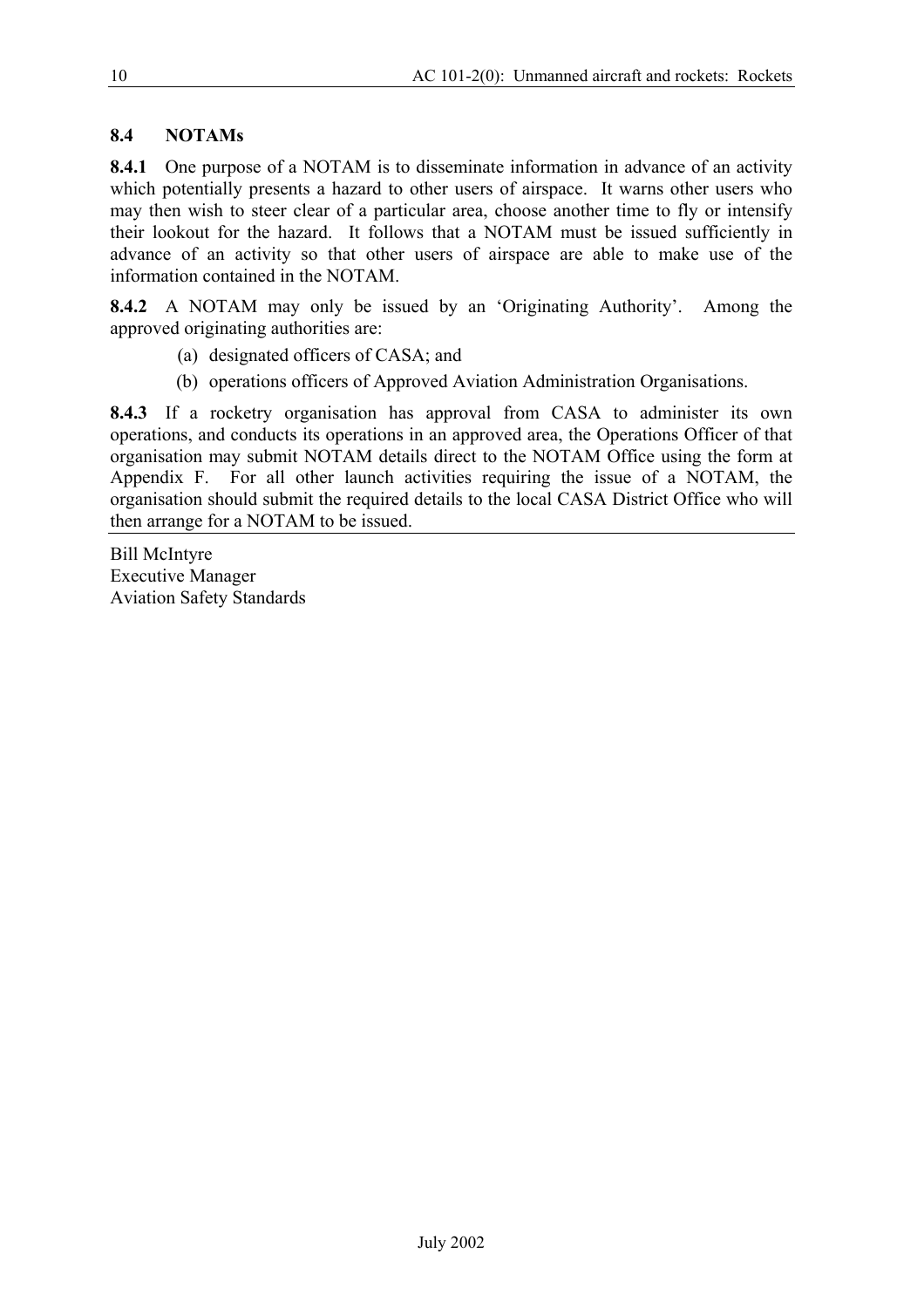## 8.4 NOTAMs

**8.4.1** One purpose of a NOTAM is to disseminate information in advance of an activity which potentially presents a hazard to other users of airspace. It warns other users who may then wish to steer clear of a particular area, choose another time to fly or intensify their lookout for the hazard. It follows that a NOTAM must be issued sufficiently in advance of an activity so that other users of airspace are able to make use of the information contained in the NOTAM.

**8.4.2** A NOTAM may only be issued by an 'Originating Authority'. Among the approved originating authorities are:

(a) designated officers of CASA; and

(b) operations officers of Approved Aviation Administration Organisations.

**8.4.3** If a rocketry organisation has approval from CASA to administer its own operations, and conducts its operations in an approved area, the Operations Officer of that organisation may submit NOTAM details direct to the NOTAM Office using the form at Appendix F. For all other launch activities requiring the issue of a NOTAM, the organisation should submit the required details to the local CASA District Office who will then arrange for a NOTAM to be issued.

---

Bill McIntyre
Executive Manager
Aviation Safety Standards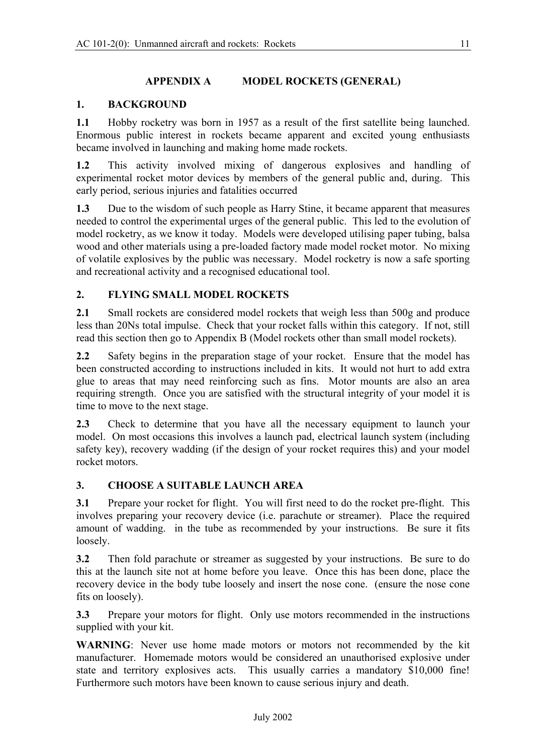## APPENDIX A MODEL ROCKETS (GENERAL)

### 1. BACKGROUND

**1.1** Hobby rocketry was born in 1957 as a result of the first satellite being launched. Enormous public interest in rockets became apparent and excited young enthusiasts became involved in launching and making home made rockets.

**1.2** This activity involved mixing of dangerous explosives and handling of experimental rocket motor devices by members of the general public and, during. This early period, serious injuries and fatalities occurred

**1.3** Due to the wisdom of such people as Harry Stine, it became apparent that measures needed to control the experimental urges of the general public. This led to the evolution of model rocketry, as we know it today. Models were developed utilising paper tubing, balsa wood and other materials using a pre-loaded factory made model rocket motor. No mixing of volatile explosives by the public was necessary. Model rocketry is now a safe sporting and recreational activity and a recognised educational tool.

### 2. FLYING SMALL MODEL ROCKETS

**2.1** Small rockets are considered model rockets that weigh less than 500g and produce less than 20Ns total impulse. Check that your rocket falls within this category. If not, still read this section then go to Appendix B (Model rockets other than small model rockets).

**2.2** Safety begins in the preparation stage of your rocket. Ensure that the model has been constructed according to instructions included in kits. It would not hurt to add extra glue to areas that may need reinforcing such as fins. Motor mounts are also an area requiring strength. Once you are satisfied with the structural integrity of your model it is time to move to the next stage.

**2.3** Check to determine that you have all the necessary equipment to launch your model. On most occasions this involves a launch pad, electrical launch system (including safety key), recovery wadding (if the design of your rocket requires this) and your model rocket motors.

### 3. CHOOSE A SUITABLE LAUNCH AREA

**3.1** Prepare your rocket for flight. You will first need to do the rocket pre-flight. This involves preparing your recovery device (i.e. parachute or streamer). Place the required amount of wadding. in the tube as recommended by your instructions. Be sure it fits loosely.

**3.2** Then fold parachute or streamer as suggested by your instructions. Be sure to do this at the launch site not at home before you leave. Once this has been done, place the recovery device in the body tube loosely and insert the nose cone. (ensure the nose cone fits on loosely).

**3.3** Prepare your motors for flight. Only use motors recommended in the instructions supplied with your kit.

**WARNING**: Never use home made motors or motors not recommended by the kit manufacturer. Homemade motors would be considered an unauthorised explosive under state and territory explosives acts. This usually carries a mandatory $10,000 fine! Furthermore such motors have been known to cause serious injury and death.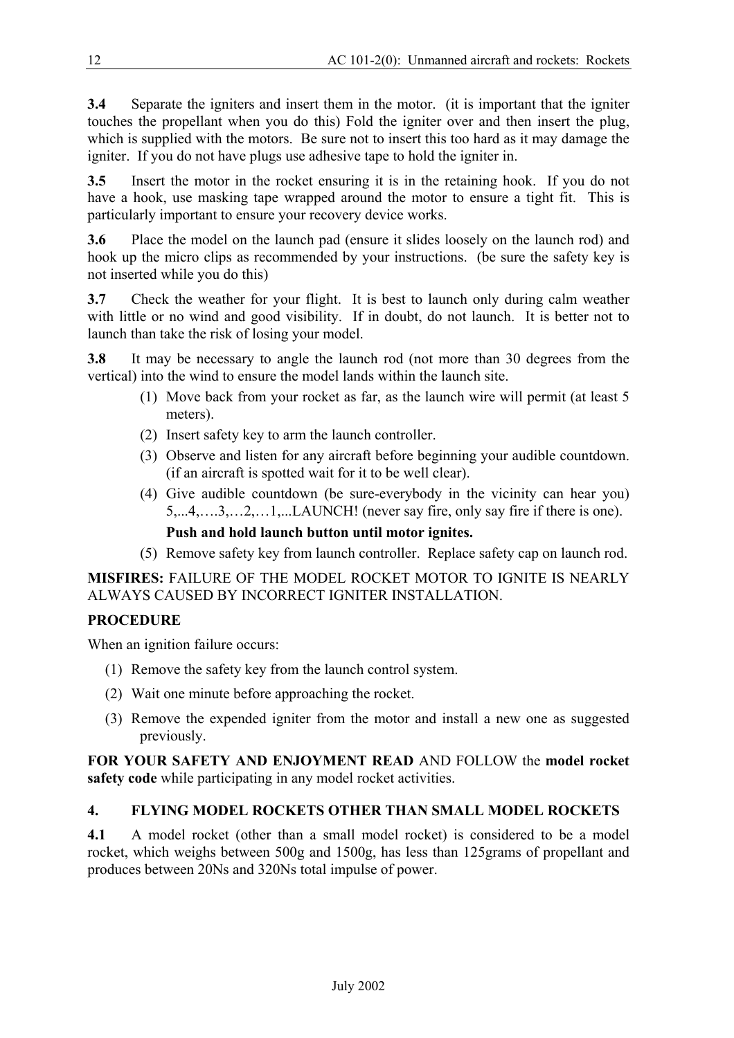**3.4** Separate the igniters and insert them in the motor. (it is important that the igniter touches the propellant when you do this) Fold the igniter over and then insert the plug, which is supplied with the motors. Be sure not to insert this too hard as it may damage the igniter. If you do not have plugs use adhesive tape to hold the igniter in.

**3.5** Insert the motor in the rocket ensuring it is in the retaining hook. If you do not have a hook, use masking tape wrapped around the motor to ensure a tight fit. This is particularly important to ensure your recovery device works.

**3.6** Place the model on the launch pad (ensure it slides loosely on the launch rod) and hook up the micro clips as recommended by your instructions. (be sure the safety key is not inserted while you do this)

**3.7** Check the weather for your flight. It is best to launch only during calm weather with little or no wind and good visibility. If in doubt, do not launch. It is better not to launch than take the risk of losing your model.

**3.8** It may be necessary to angle the launch rod (not more than 30 degrees from the vertical) into the wind to ensure the model lands within the launch site.

(1) Move back from your rocket as far, as the launch wire will permit (at least 5 meters).

(2) Insert safety key to arm the launch controller.

(3) Observe and listen for any aircraft before beginning your audible countdown. (if an aircraft is spotted wait for it to be well clear).

(4) Give audible countdown (be sure-everybody in the vicinity can hear you) 5,...4,….3,…2,…1,...LAUNCH! (never say fire, only say fire if there is one).

**Push and hold launch button until motor ignites.**

(5) Remove safety key from launch controller. Replace safety cap on launch rod.

**MISFIRES:** FAILURE OF THE MODEL ROCKET MOTOR TO IGNITE IS NEARLY ALWAYS CAUSED BY INCORRECT IGNITER INSTALLATION.

**PROCEDURE**

When an ignition failure occurs:

(1) Remove the safety key from the launch control system.

(2) Wait one minute before approaching the rocket.

(3) Remove the expended igniter from the motor and install a new one as suggested previously.

**FOR YOUR SAFETY AND ENJOYMENT READ** AND FOLLOW the **model rocket safety code** while participating in any model rocket activities.

## 4. FLYING MODEL ROCKETS OTHER THAN SMALL MODEL ROCKETS

**4.1** A model rocket (other than a small model rocket) is considered to be a model rocket, which weighs between 500g and 1500g, has less than 125grams of propellant and produces between 20Ns and 320Ns total impulse of power.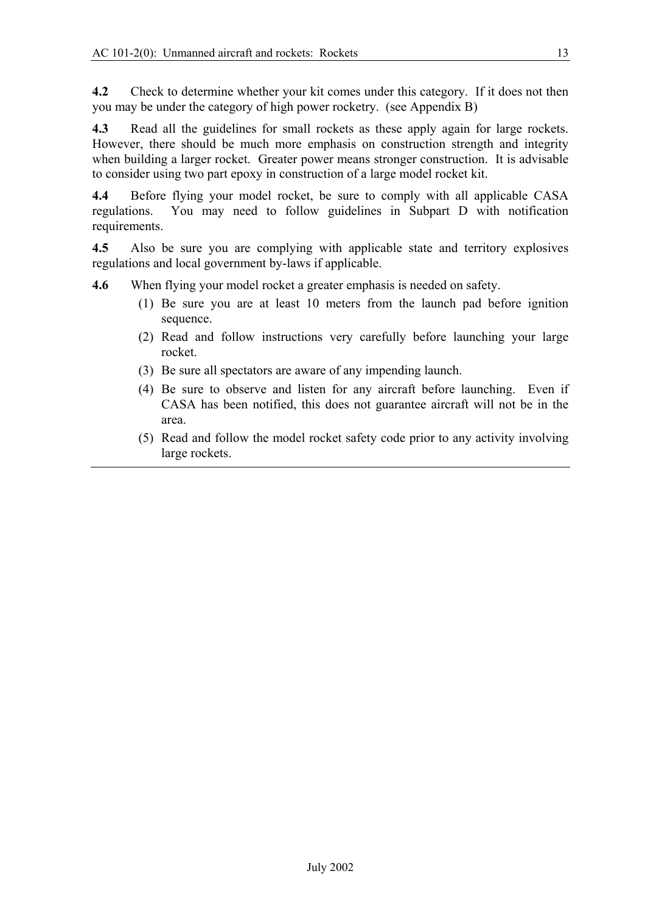**4.2** Check to determine whether your kit comes under this category. If it does not then you may be under the category of high power rocketry. (see Appendix B)

**4.3** Read all the guidelines for small rockets as these apply again for large rockets. However, there should be much more emphasis on construction strength and integrity when building a larger rocket. Greater power means stronger construction. It is advisable to consider using two part epoxy in construction of a large model rocket kit.

**4.4** Before flying your model rocket, be sure to comply with all applicable CASA regulations. You may need to follow guidelines in Subpart D with notification requirements.

**4.5** Also be sure you are complying with applicable state and territory explosives regulations and local government by-laws if applicable.

**4.6** When flying your model rocket a greater emphasis is needed on safety.

(1) Be sure you are at least 10 meters from the launch pad before ignition sequence.

(2) Read and follow instructions very carefully before launching your large rocket.

(3) Be sure all spectators are aware of any impending launch.

(4) Be sure to observe and listen for any aircraft before launching. Even if CASA has been notified, this does not guarantee aircraft will not be in the area.

(5) Read and follow the model rocket safety code prior to any activity involving large rockets.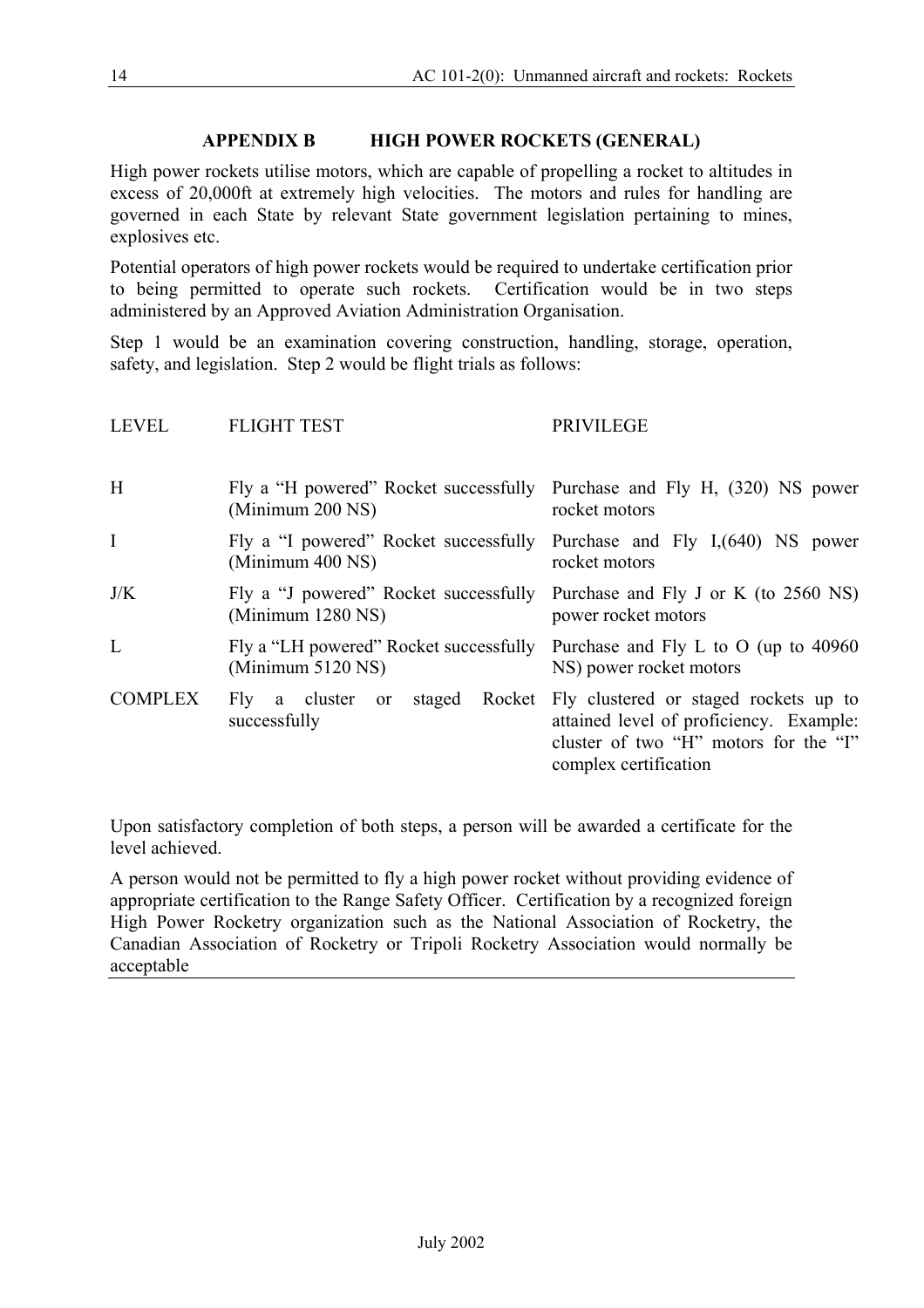## APPENDIX B HIGH POWER ROCKETS (GENERAL)

High power rockets utilise motors, which are capable of propelling a rocket to altitudes in excess of 20,000ft at extremely high velocities. The motors and rules for handling are governed in each State by relevant State government legislation pertaining to mines, explosives etc.

Potential operators of high power rockets would be required to undertake certification prior to being permitted to operate such rockets. Certification would be in two steps administered by an Approved Aviation Administration Organisation.

Step 1 would be an examination covering construction, handling, storage, operation, safety, and legislation. Step 2 would be flight trials as follows:

| LEVEL | FLIGHT TEST | PRIVILEGE |
|---|---|---|
| H | Fly a "H powered" Rocket successfully (Minimum 200 NS) | Purchase and Fly H, (320) NS power rocket motors |
| I | Fly a "I powered" Rocket successfully (Minimum 400 NS) | Purchase and Fly I,(640) NS power rocket motors |
| J/K | Fly a "J powered" Rocket successfully (Minimum 1280 NS) | Purchase and Fly J or K (to 2560 NS) power rocket motors |
| L | Fly a "LH powered" Rocket successfully (Minimum 5120 NS) | Purchase and Fly L to O (up to 40960 NS) power rocket motors |
| COMPLEX | Fly a cluster or staged Rocket successfully | Fly clustered or staged rockets up to attained level of proficiency. Example: cluster of two "H" motors for the "I" complex certification |

Upon satisfactory completion of both steps, a person will be awarded a certificate for the level achieved.

A person would not be permitted to fly a high power rocket without providing evidence of appropriate certification to the Range Safety Officer. Certification by a recognized foreign High Power Rocketry organization such as the National Association of Rocketry, the Canadian Association of Rocketry or Tripoli Rocketry Association would normally be acceptable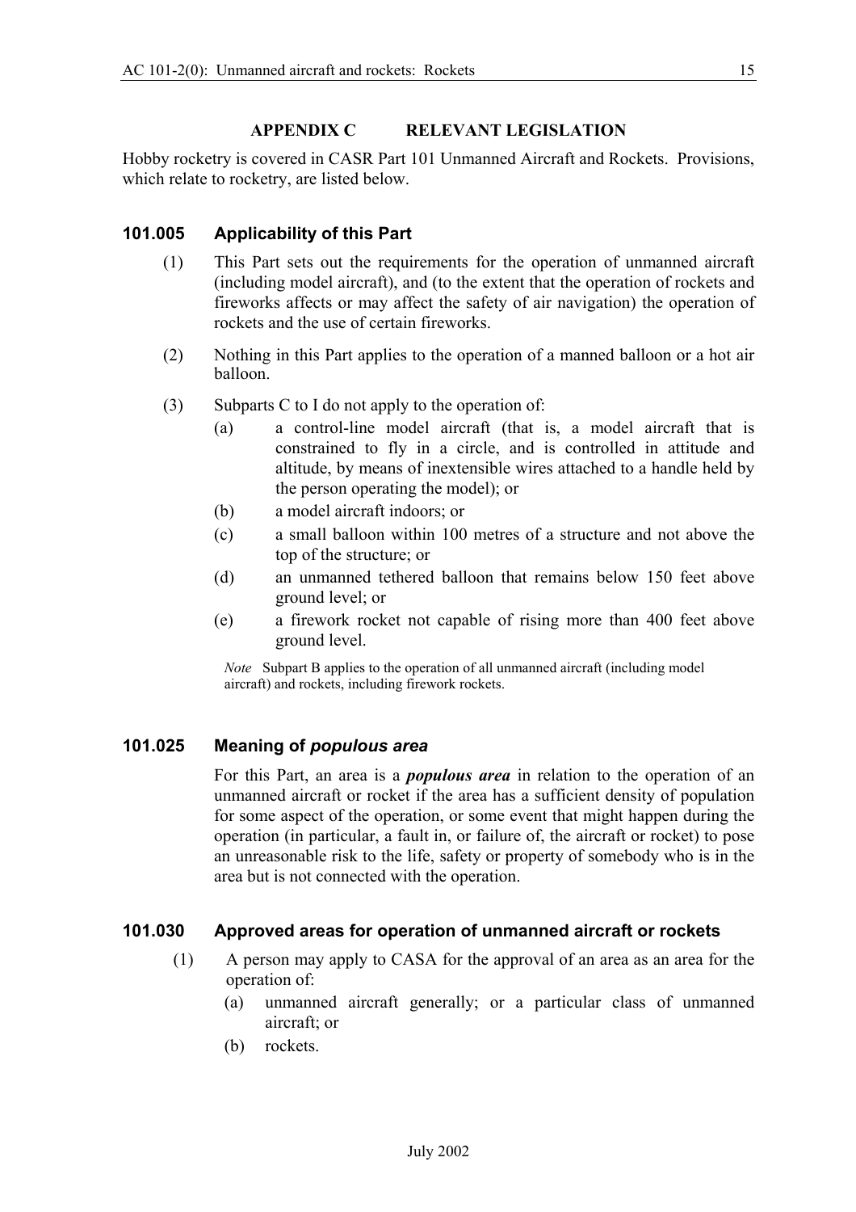## APPENDIX C RELEVANT LEGISLATION

Hobby rocketry is covered in CASR Part 101 Unmanned Aircraft and Rockets. Provisions, which relate to rocketry, are listed below.

### 101.005 Applicability of this Part

(1) This Part sets out the requirements for the operation of unmanned aircraft (including model aircraft), and (to the extent that the operation of rockets and fireworks affects or may affect the safety of air navigation) the operation of rockets and the use of certain fireworks.

(2) Nothing in this Part applies to the operation of a manned balloon or a hot air balloon.

(3) Subparts C to I do not apply to the operation of:

- (a) a control-line model aircraft (that is, a model aircraft that is constrained to fly in a circle, and is controlled in attitude and altitude, by means of inextensible wires attached to a handle held by the person operating the model); or
- (b) a model aircraft indoors; or
- (c) a small balloon within 100 metres of a structure and not above the top of the structure; or
- (d) an unmanned tethered balloon that remains below 150 feet above ground level; or
- (e) a firework rocket not capable of rising more than 400 feet above ground level.

*Note* Subpart B applies to the operation of all unmanned aircraft (including model aircraft) and rockets, including firework rockets.

### 101.025 Meaning of *populous area*

For this Part, an area is a ***populous area*** in relation to the operation of an unmanned aircraft or rocket if the area has a sufficient density of population for some aspect of the operation, or some event that might happen during the operation (in particular, a fault in, or failure of, the aircraft or rocket) to pose an unreasonable risk to the life, safety or property of somebody who is in the area but is not connected with the operation.

### 101.030 Approved areas for operation of unmanned aircraft or rockets

(1) A person may apply to CASA for the approval of an area as an area for the operation of:

- (a) unmanned aircraft generally; or a particular class of unmanned aircraft; or
- (b) rockets.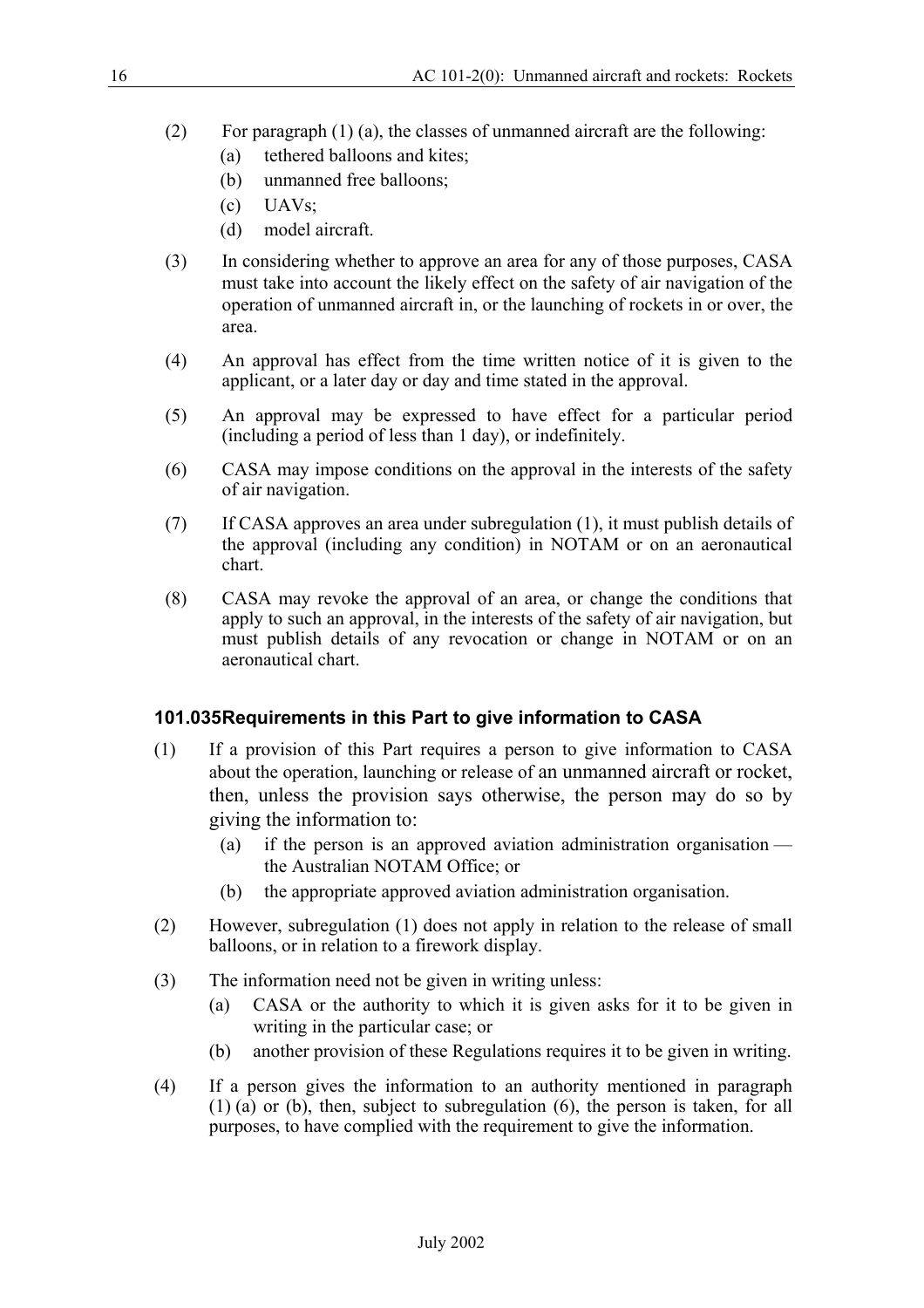(2) For paragraph (1) (a), the classes of unmanned aircraft are the following:

(a) tethered balloons and kites;

(b) unmanned free balloons;

(c) UAVs;

(d) model aircraft.

(3) In considering whether to approve an area for any of those purposes, CASA must take into account the likely effect on the safety of air navigation of the operation of unmanned aircraft in, or the launching of rockets in or over, the area.

(4) An approval has effect from the time written notice of it is given to the applicant, or a later day or day and time stated in the approval.

(5) An approval may be expressed to have effect for a particular period (including a period of less than 1 day), or indefinitely.

(6) CASA may impose conditions on the approval in the interests of the safety of air navigation.

(7) If CASA approves an area under subregulation (1), it must publish details of the approval (including any condition) in NOTAM or on an aeronautical chart.

(8) CASA may revoke the approval of an area, or change the conditions that apply to such an approval, in the interests of the safety of air navigation, but must publish details of any revocation or change in NOTAM or on an aeronautical chart.

### 101.035 Requirements in this Part to give information to CASA

(1) If a provision of this Part requires a person to give information to CASA about the operation, launching or release of an unmanned aircraft or rocket, then, unless the provision says otherwise, the person may do so by giving the information to:

(a) if the person is an approved aviation administration organisation — the Australian NOTAM Office; or

(b) the appropriate approved aviation administration organisation.

(2) However, subregulation (1) does not apply in relation to the release of small balloons, or in relation to a firework display.

(3) The information need not be given in writing unless:

(a) CASA or the authority to which it is given asks for it to be given in writing in the particular case; or

(b) another provision of these Regulations requires it to be given in writing.

(4) If a person gives the information to an authority mentioned in paragraph (1) (a) or (b), then, subject to subregulation (6), the person is taken, for all purposes, to have complied with the requirement to give the information.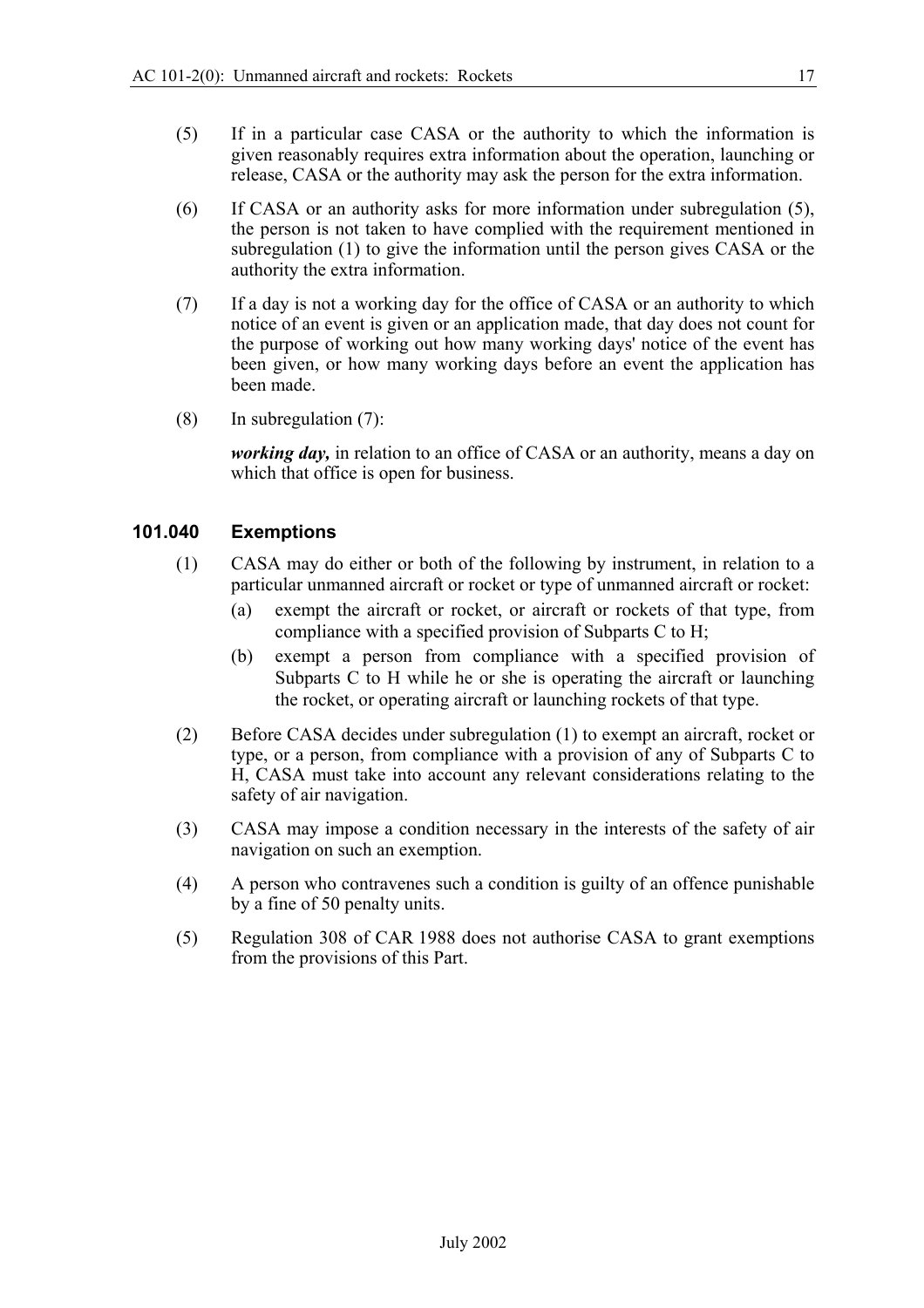(5) If in a particular case CASA or the authority to which the information is given reasonably requires extra information about the operation, launching or release, CASA or the authority may ask the person for the extra information.

(6) If CASA or an authority asks for more information under subregulation (5), the person is not taken to have complied with the requirement mentioned in subregulation (1) to give the information until the person gives CASA or the authority the extra information.

(7) If a day is not a working day for the office of CASA or an authority to which notice of an event is given or an application made, that day does not count for the purpose of working out how many working days' notice of the event has been given, or how many working days before an event the application has been made.

(8) In subregulation (7):

***working day,*** in relation to an office of CASA or an authority, means a day on which that office is open for business.

### 101.040 Exemptions

(1) CASA may do either or both of the following by instrument, in relation to a particular unmanned aircraft or rocket or type of unmanned aircraft or rocket:

- (a) exempt the aircraft or rocket, or aircraft or rockets of that type, from compliance with a specified provision of Subparts C to H;
- (b) exempt a person from compliance with a specified provision of Subparts C to H while he or she is operating the aircraft or launching the rocket, or operating aircraft or launching rockets of that type.

(2) Before CASA decides under subregulation (1) to exempt an aircraft, rocket or type, or a person, from compliance with a provision of any of Subparts C to H, CASA must take into account any relevant considerations relating to the safety of air navigation.

(3) CASA may impose a condition necessary in the interests of the safety of air navigation on such an exemption.

(4) A person who contravenes such a condition is guilty of an offence punishable by a fine of 50 penalty units.

(5) Regulation 308 of CAR 1988 does not authorise CASA to grant exemptions from the provisions of this Part.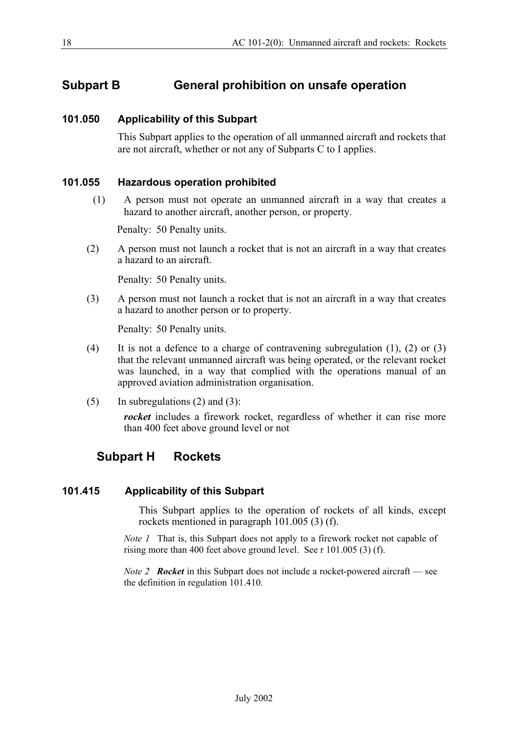## Subpart B General prohibition on unsafe operation

### 101.050 Applicability of this Subpart

This Subpart applies to the operation of all unmanned aircraft and rockets that are not aircraft, whether or not any of Subparts C to I applies.

### 101.055 Hazardous operation prohibited

(1) A person must not operate an unmanned aircraft in a way that creates a hazard to another aircraft, another person, or property.

Penalty: 50 Penalty units.

(2) A person must not launch a rocket that is not an aircraft in a way that creates a hazard to an aircraft.

Penalty: 50 Penalty units.

(3) A person must not launch a rocket that is not an aircraft in a way that creates a hazard to another person or to property.

Penalty: 50 Penalty units.

(4) It is not a defence to a charge of contravening subregulation (1), (2) or (3) that the relevant unmanned aircraft was being operated, or the relevant rocket was launched, in a way that complied with the operations manual of an approved aviation administration organisation.

(5) In subregulations (2) and (3):

***rocket*** includes a firework rocket, regardless of whether it can rise more than 400 feet above ground level or not

## Subpart H Rockets

### 101.415 Applicability of this Subpart

This Subpart applies to the operation of rockets of all kinds, except rockets mentioned in paragraph 101.005 (3) (f).

*Note 1* That is, this Subpart does not apply to a firework rocket not capable of rising more than 400 feet above ground level. See r 101.005 (3) (f).

*Note 2* ***Rocket*** in this Subpart does not include a rocket-powered aircraft — see the definition in regulation 101.410.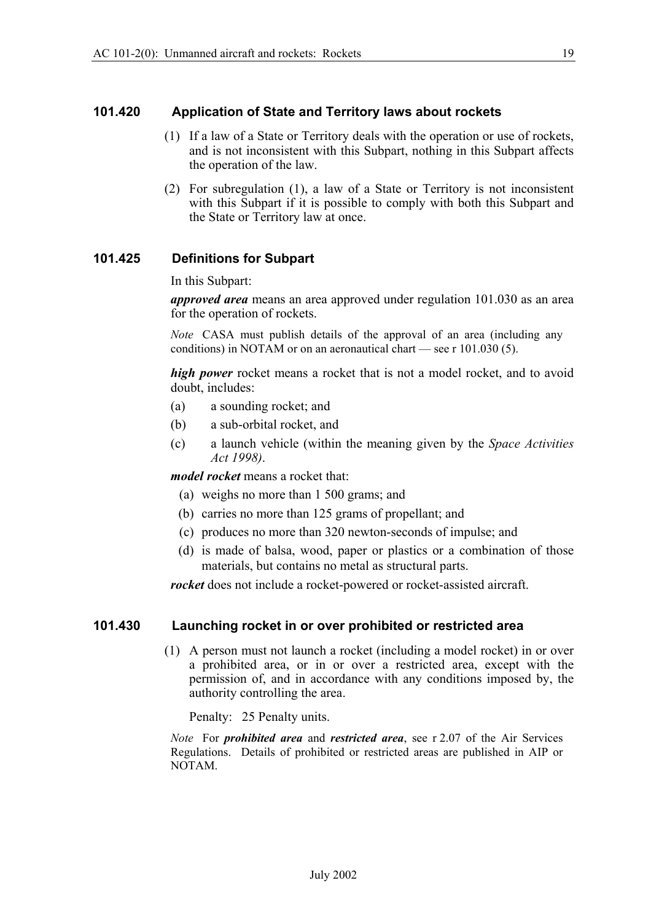### 101.420 Application of State and Territory laws about rockets

(1) If a law of a State or Territory deals with the operation or use of rockets, and is not inconsistent with this Subpart, nothing in this Subpart affects the operation of the law.

(2) For subregulation (1), a law of a State or Territory is not inconsistent with this Subpart if it is possible to comply with both this Subpart and the State or Territory law at once.

### 101.425 Definitions for Subpart

In this Subpart:

***approved area*** means an area approved under regulation 101.030 as an area for the operation of rockets.

*Note* CASA must publish details of the approval of an area (including any conditions) in NOTAM or on an aeronautical chart — see r 101.030 (5).

***high power*** rocket means a rocket that is not a model rocket, and to avoid doubt, includes:

(a) a sounding rocket; and

(b) a sub-orbital rocket, and

(c) a launch vehicle (within the meaning given by the *Space Activities Act 1998)*.

***model rocket*** means a rocket that:

(a) weighs no more than 1 500 grams; and

(b) carries no more than 125 grams of propellant; and

(c) produces no more than 320 newton-seconds of impulse; and

(d) is made of balsa, wood, paper or plastics or a combination of those materials, but contains no metal as structural parts.

***rocket*** does not include a rocket-powered or rocket-assisted aircraft.

### 101.430 Launching rocket in or over prohibited or restricted area

(1) A person must not launch a rocket (including a model rocket) in or over a prohibited area, or in or over a restricted area, except with the permission of, and in accordance with any conditions imposed by, the authority controlling the area.

Penalty: 25 Penalty units.

*Note* For ***prohibited area*** and ***restricted area***, see r 2.07 of the Air Services Regulations. Details of prohibited or restricted areas are published in AIP or NOTAM.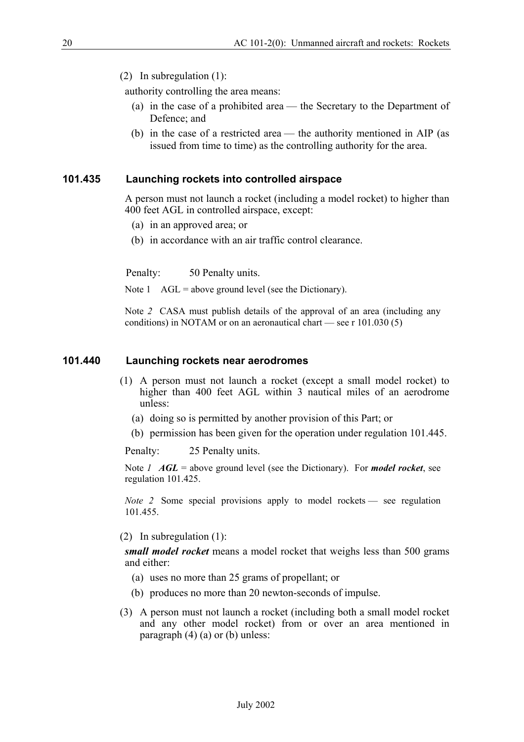(2) In subregulation (1):

authority controlling the area means:

(a) in the case of a prohibited area — the Secretary to the Department of Defence; and

(b) in the case of a restricted area — the authority mentioned in AIP (as issued from time to time) as the controlling authority for the area.

## 101.435 Launching rockets into controlled airspace

A person must not launch a rocket (including a model rocket) to higher than 400 feet AGL in controlled airspace, except:

(a) in an approved area; or

(b) in accordance with an air traffic control clearance.

Penalty: 50 Penalty units.

Note 1 AGL = above ground level (see the Dictionary).

Note *2* CASA must publish details of the approval of an area (including any conditions) in NOTAM or on an aeronautical chart — see r 101.030 (5)

## 101.440 Launching rockets near aerodromes

(1) A person must not launch a rocket (except a small model rocket) to higher than 400 feet AGL within 3 nautical miles of an aerodrome unless:

(a) doing so is permitted by another provision of this Part; or

(b) permission has been given for the operation under regulation 101.445.

Penalty: 25 Penalty units.

Note *1* ***AGL*** = above ground level (see the Dictionary). For ***model rocket***, see regulation 101.425.

*Note 2* Some special provisions apply to model rockets — see regulation 101.455.

(2) In subregulation (1):

***small model rocket*** means a model rocket that weighs less than 500 grams and either:

(a) uses no more than 25 grams of propellant; or

(b) produces no more than 20 newton-seconds of impulse.

(3) A person must not launch a rocket (including both a small model rocket and any other model rocket) from or over an area mentioned in paragraph (4) (a) or (b) unless: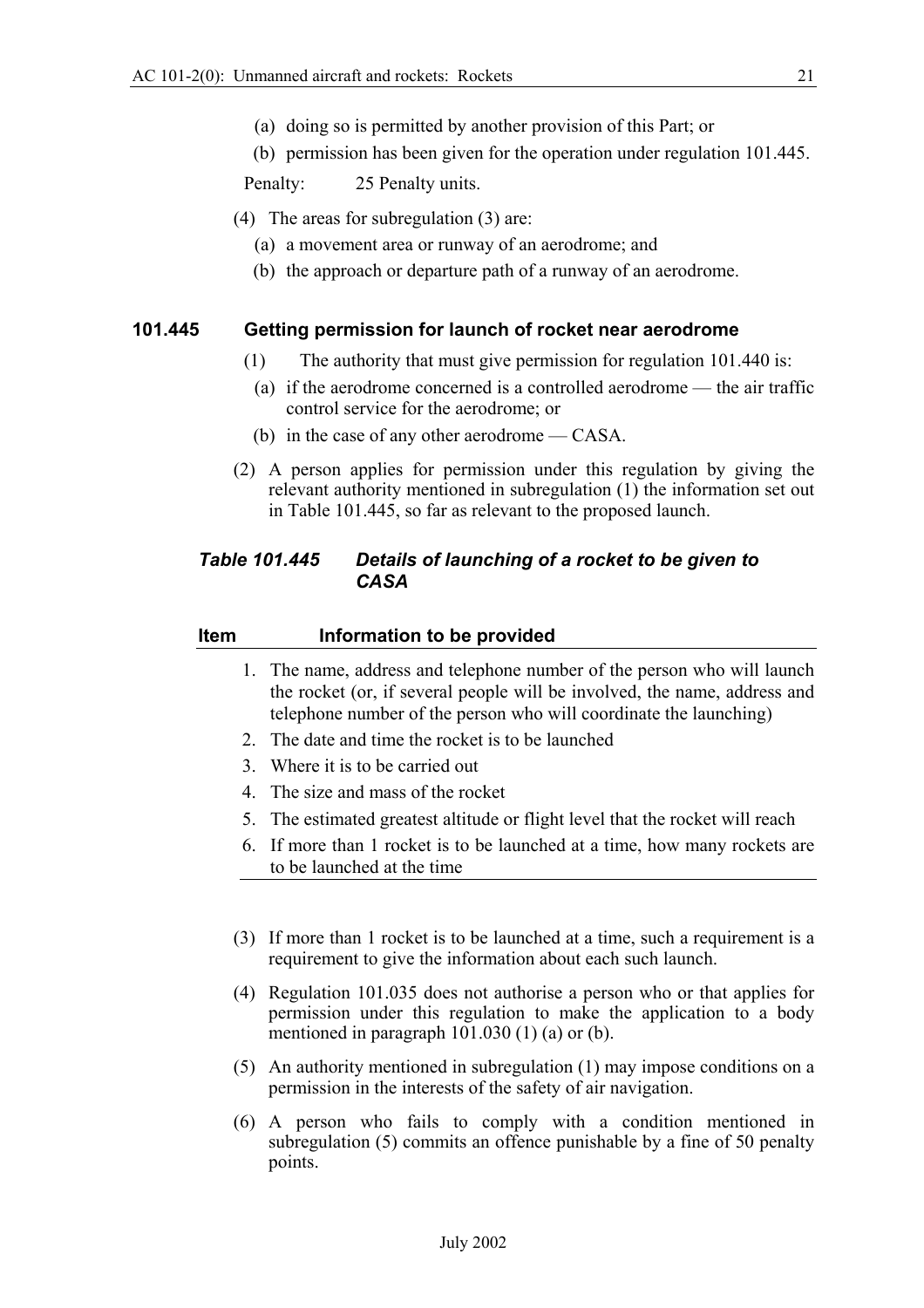(a) doing so is permitted by another provision of this Part; or

(b) permission has been given for the operation under regulation 101.445.

Penalty: 25 Penalty units.

(4) The areas for subregulation (3) are:

(a) a movement area or runway of an aerodrome; and

(b) the approach or departure path of a runway of an aerodrome.

### 101.445 Getting permission for launch of rocket near aerodrome

(1) The authority that must give permission for regulation 101.440 is:

(a) if the aerodrome concerned is a controlled aerodrome — the air traffic control service for the aerodrome; or

(b) in the case of any other aerodrome — CASA.

(2) A person applies for permission under this regulation by giving the relevant authority mentioned in subregulation (1) the information set out in Table 101.445, so far as relevant to the proposed launch.

***Table 101.445 Details of launching of a rocket to be given to CASA***

| Item | Information to be provided |
|---|---|
| 1. | The name, address and telephone number of the person who will launch the rocket (or, if several people will be involved, the name, address and telephone number of the person who will coordinate the launching) |
| 2. | The date and time the rocket is to be launched |
| 3. | Where it is to be carried out |
| 4. | The size and mass of the rocket |
| 5. | The estimated greatest altitude or flight level that the rocket will reach |
| 6. | If more than 1 rocket is to be launched at a time, how many rockets are to be launched at the time |

(3) If more than 1 rocket is to be launched at a time, such a requirement is a requirement to give the information about each such launch.

(4) Regulation 101.035 does not authorise a person who or that applies for permission under this regulation to make the application to a body mentioned in paragraph 101.030 (1) (a) or (b).

(5) An authority mentioned in subregulation (1) may impose conditions on a permission in the interests of the safety of air navigation.

(6) A person who fails to comply with a condition mentioned in subregulation (5) commits an offence punishable by a fine of 50 penalty points.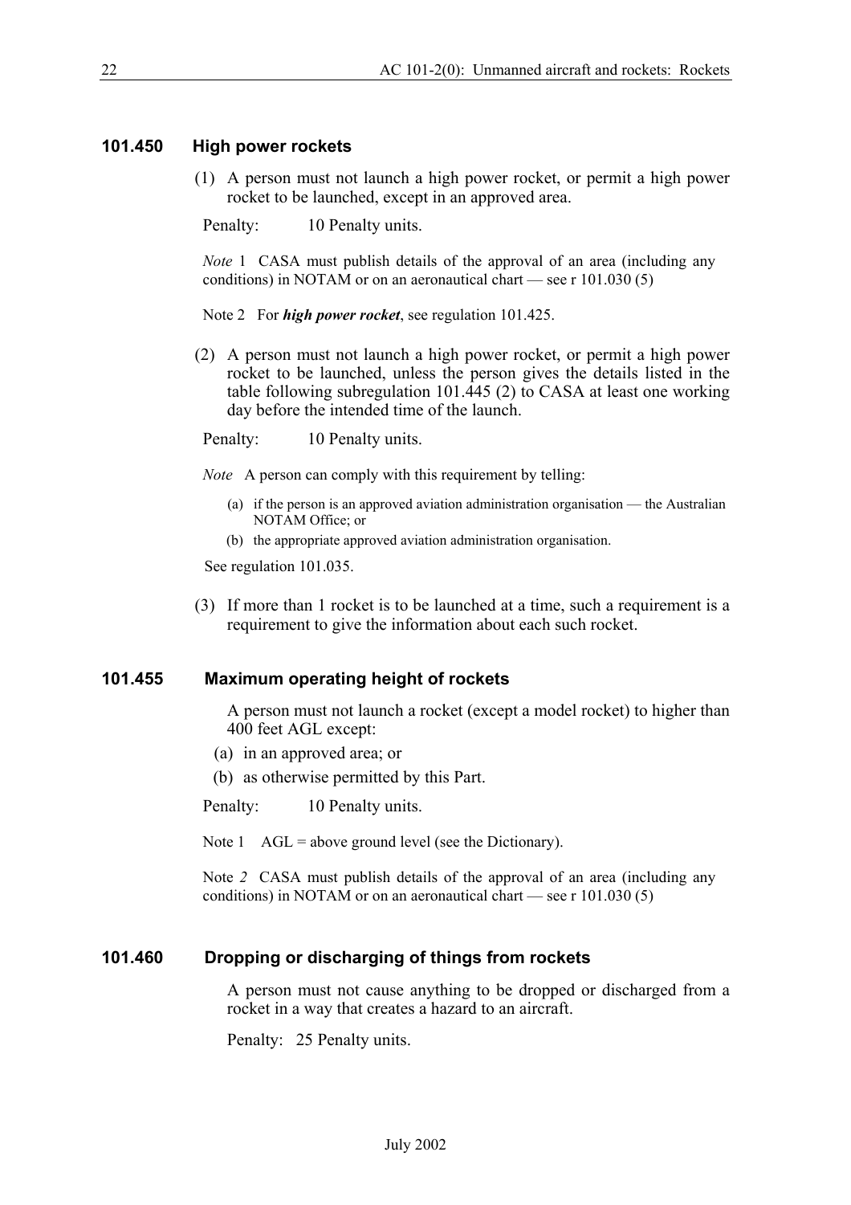### 101.450 High power rockets

(1) A person must not launch a high power rocket, or permit a high power rocket to be launched, except in an approved area.

Penalty: 10 Penalty units.

*Note* 1 CASA must publish details of the approval of an area (including any conditions) in NOTAM or on an aeronautical chart — see r 101.030 (5)

Note 2 For ***high power rocket***, see regulation 101.425.

(2) A person must not launch a high power rocket, or permit a high power rocket to be launched, unless the person gives the details listed in the table following subregulation 101.445 (2) to CASA at least one working day before the intended time of the launch.

Penalty: 10 Penalty units.

*Note* A person can comply with this requirement by telling:

(a) if the person is an approved aviation administration organisation — the Australian NOTAM Office; or
(b) the appropriate approved aviation administration organisation.

See regulation 101.035.

(3) If more than 1 rocket is to be launched at a time, such a requirement is a requirement to give the information about each such rocket.

### 101.455 Maximum operating height of rockets

A person must not launch a rocket (except a model rocket) to higher than 400 feet AGL except:

(a) in an approved area; or
(b) as otherwise permitted by this Part.

Penalty: 10 Penalty units.

Note 1 AGL = above ground level (see the Dictionary).

Note *2* CASA must publish details of the approval of an area (including any conditions) in NOTAM or on an aeronautical chart — see r 101.030 (5)

### 101.460 Dropping or discharging of things from rockets

A person must not cause anything to be dropped or discharged from a rocket in a way that creates a hazard to an aircraft.

Penalty: 25 Penalty units.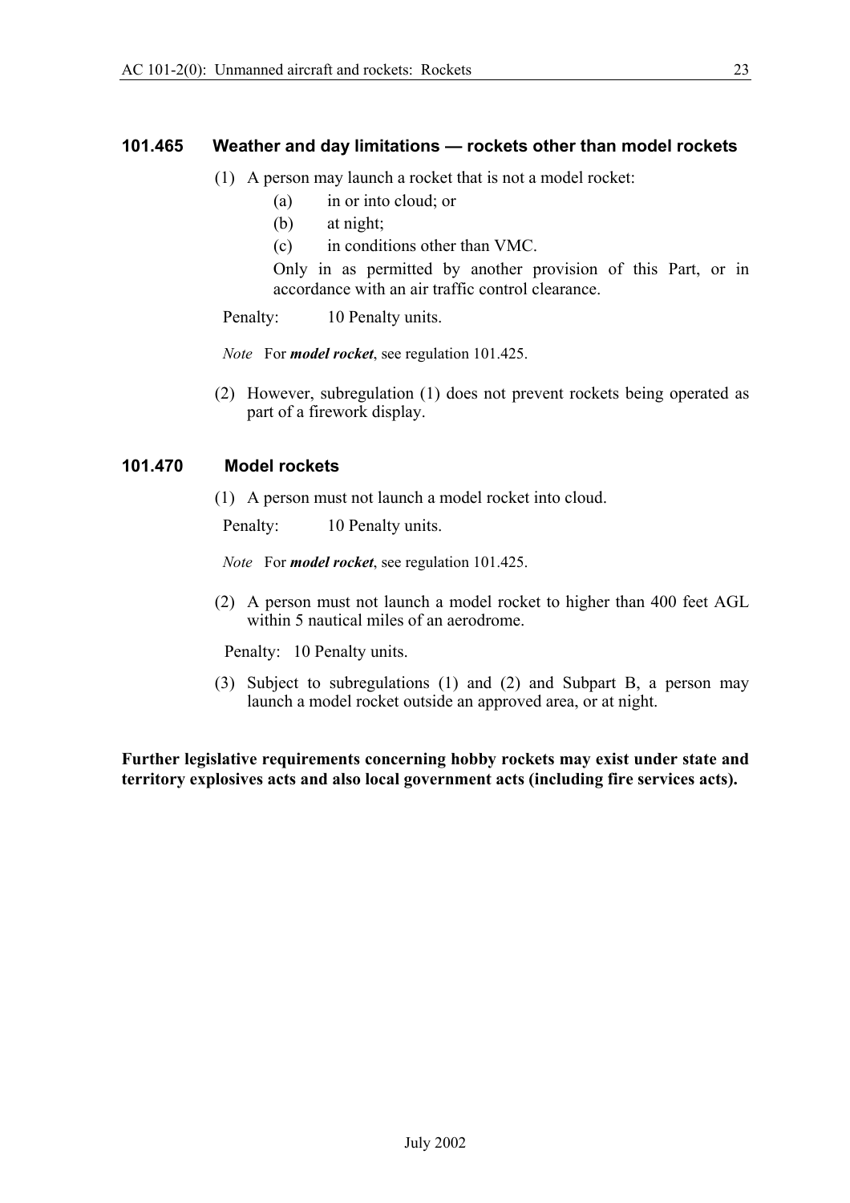### 101.465 Weather and day limitations — rockets other than model rockets

(1) A person may launch a rocket that is not a model rocket:

  (a) in or into cloud; or

  (b) at night;

  (c) in conditions other than VMC.

  Only in as permitted by another provision of this Part, or in accordance with an air traffic control clearance.

Penalty: 10 Penalty units.

*Note* For ***model rocket***, see regulation 101.425.

(2) However, subregulation (1) does not prevent rockets being operated as part of a firework display.

### 101.470 Model rockets

(1) A person must not launch a model rocket into cloud.

Penalty: 10 Penalty units.

*Note* For ***model rocket***, see regulation 101.425.

(2) A person must not launch a model rocket to higher than 400 feet AGL within 5 nautical miles of an aerodrome.

Penalty: 10 Penalty units.

(3) Subject to subregulations (1) and (2) and Subpart B, a person may launch a model rocket outside an approved area, or at night.

**Further legislative requirements concerning hobby rockets may exist under state and territory explosives acts and also local government acts (including fire services acts).**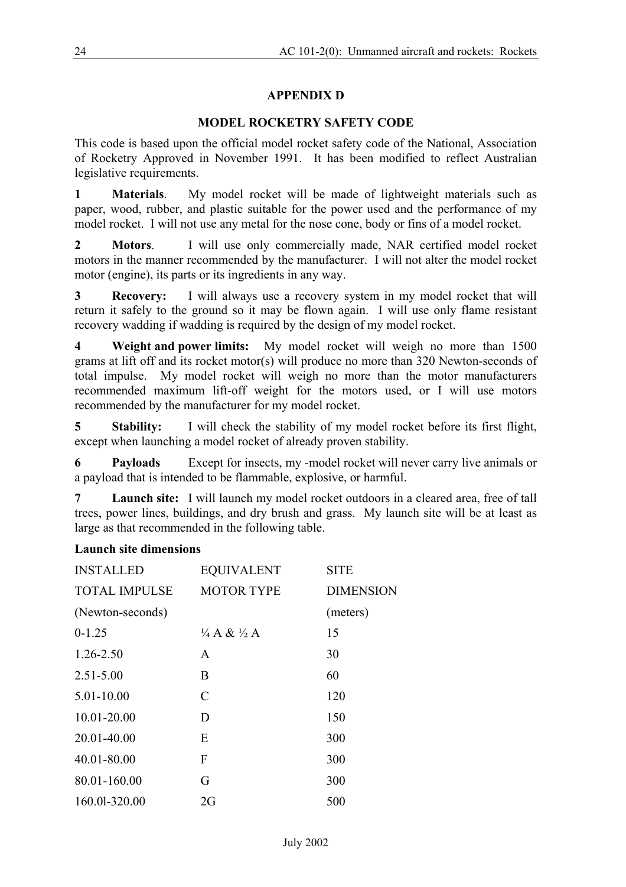## APPENDIX D

## MODEL ROCKETRY SAFETY CODE

This code is based upon the official model rocket safety code of the National, Association of Rocketry Approved in November 1991. It has been modified to reflect Australian legislative requirements.

**1 Materials**. My model rocket will be made of lightweight materials such as paper, wood, rubber, and plastic suitable for the power used and the performance of my model rocket. I will not use any metal for the nose cone, body or fins of a model rocket.

**2 Motors**. I will use only commercially made, NAR certified model rocket motors in the manner recommended by the manufacturer. I will not alter the model rocket motor (engine), its parts or its ingredients in any way.

**3 Recovery:** I will always use a recovery system in my model rocket that will return it safely to the ground so it may be flown again. I will use only flame resistant recovery wadding if wadding is required by the design of my model rocket.

**4 Weight and power limits:** My model rocket will weigh no more than 1500 grams at lift off and its rocket motor(s) will produce no more than 320 Newton-seconds of total impulse. My model rocket will weigh no more than the motor manufacturers recommended maximum lift-off weight for the motors used, or I will use motors recommended by the manufacturer for my model rocket.

**5 Stability:** I will check the stability of my model rocket before its first flight, except when launching a model rocket of already proven stability.

**6 Payloads** Except for insects, my -model rocket will never carry live animals or a payload that is intended to be flammable, explosive, or harmful.

**7 Launch site:** I will launch my model rocket outdoors in a cleared area, free of tall trees, power lines, buildings, and dry brush and grass. My launch site will be at least as large as that recommended in the following table.

**Launch site dimensions**

| INSTALLED TOTAL IMPULSE (Newton-seconds) | EQUIVALENT MOTOR TYPE | SITE DIMENSION (meters) |
|---|---|---|
| 0-1.25 | ¼ A & ½ A | 15 |
| 1.26-2.50 | A | 30 |
| 2.51-5.00 | B | 60 |
| 5.01-10.00 | C | 120 |
| 10.01-20.00 | D | 150 |
| 20.01-40.00 | E | 300 |
| 40.01-80.00 | F | 300 |
| 80.01-160.00 | G | 300 |
| 160.0l-320.00 | 2G | 500 |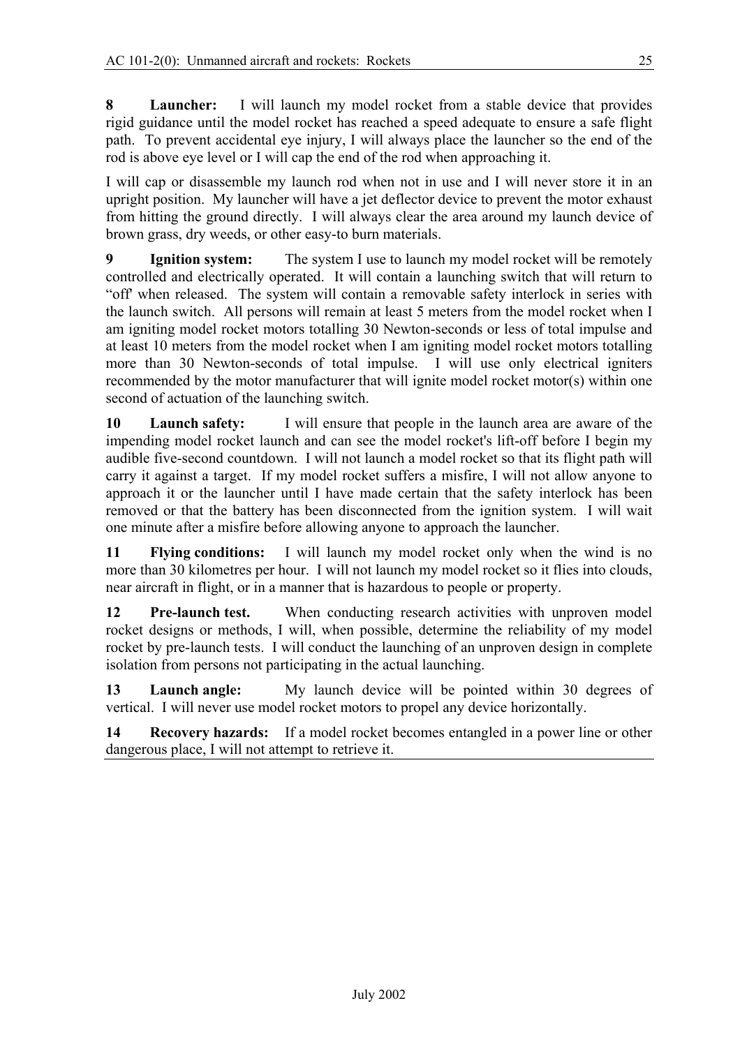**8 Launcher:** I will launch my model rocket from a stable device that provides rigid guidance until the model rocket has reached a speed adequate to ensure a safe flight path. To prevent accidental eye injury, I will always place the launcher so the end of the rod is above eye level or I will cap the end of the rod when approaching it.

I will cap or disassemble my launch rod when not in use and I will never store it in an upright position. My launcher will have a jet deflector device to prevent the motor exhaust from hitting the ground directly. I will always clear the area around my launch device of brown grass, dry weeds, or other easy-to burn materials.

**9 Ignition system:** The system I use to launch my model rocket will be remotely controlled and electrically operated. It will contain a launching switch that will return to "off' when released. The system will contain a removable safety interlock in series with the launch switch. All persons will remain at least 5 meters from the model rocket when I am igniting model rocket motors totalling 30 Newton-seconds or less of total impulse and at least 10 meters from the model rocket when I am igniting model rocket motors totalling more than 30 Newton-seconds of total impulse. I will use only electrical igniters recommended by the motor manufacturer that will ignite model rocket motor(s) within one second of actuation of the launching switch.

**10 Launch safety:** I will ensure that people in the launch area are aware of the impending model rocket launch and can see the model rocket's lift-off before I begin my audible five-second countdown. I will not launch a model rocket so that its flight path will carry it against a target. If my model rocket suffers a misfire, I will not allow anyone to approach it or the launcher until I have made certain that the safety interlock has been removed or that the battery has been disconnected from the ignition system. I will wait one minute after a misfire before allowing anyone to approach the launcher.

**11 Flying conditions:** I will launch my model rocket only when the wind is no more than 30 kilometres per hour. I will not launch my model rocket so it flies into clouds, near aircraft in flight, or in a manner that is hazardous to people or property.

**12 Pre-launch test.** When conducting research activities with unproven model rocket designs or methods, I will, when possible, determine the reliability of my model rocket by pre-launch tests. I will conduct the launching of an unproven design in complete isolation from persons not participating in the actual launching.

**13 Launch angle:** My launch device will be pointed within 30 degrees of vertical. I will never use model rocket motors to propel any device horizontally.

**14 Recovery hazards:** If a model rocket becomes entangled in a power line or other dangerous place, I will not attempt to retrieve it.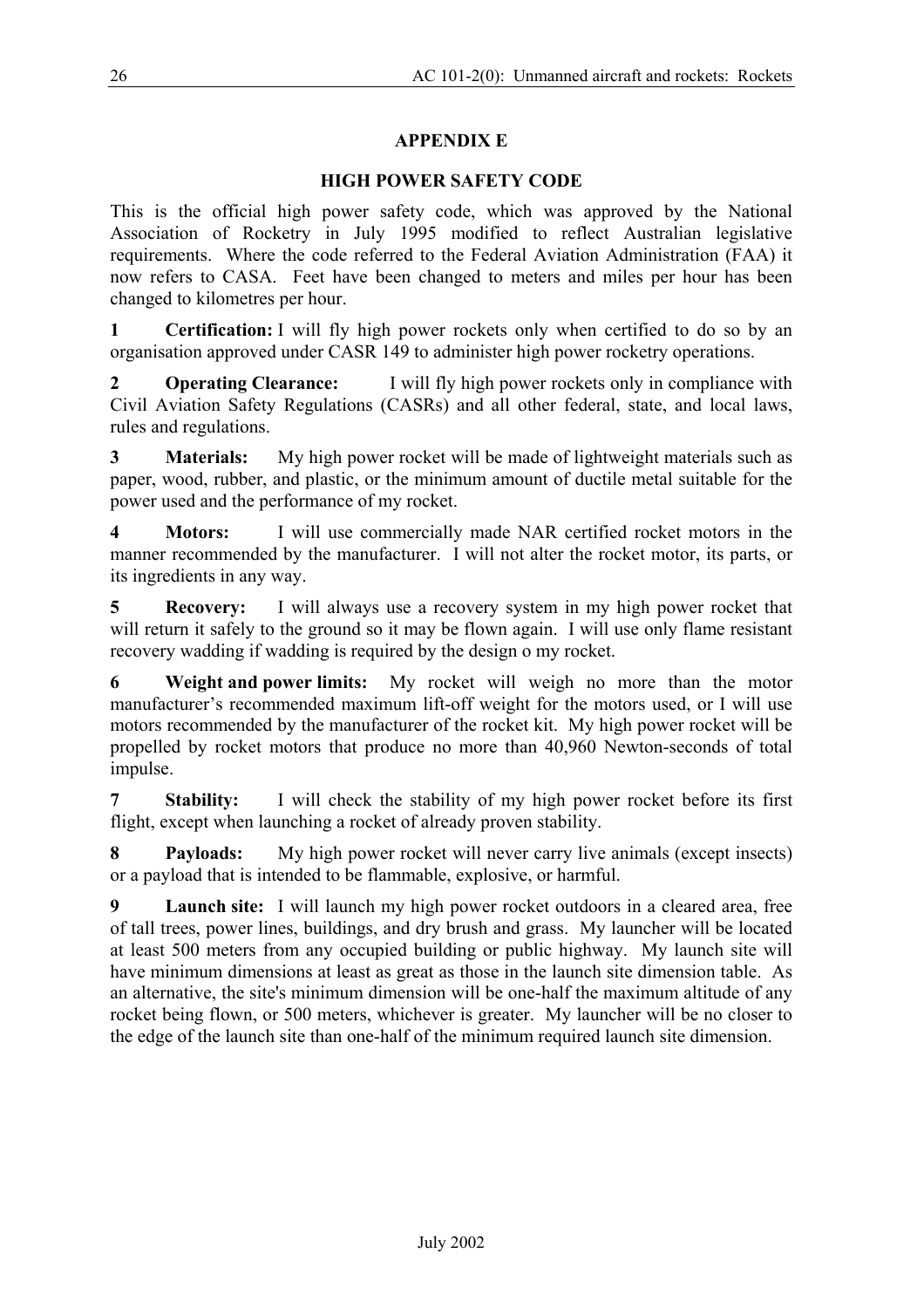## APPENDIX E

## HIGH POWER SAFETY CODE

This is the official high power safety code, which was approved by the National Association of Rocketry in July 1995 modified to reflect Australian legislative requirements. Where the code referred to the Federal Aviation Administration (FAA) it now refers to CASA. Feet have been changed to meters and miles per hour has been changed to kilometres per hour.

**1 Certification:** I will fly high power rockets only when certified to do so by an organisation approved under CASR 149 to administer high power rocketry operations.

**2 Operating Clearance:** I will fly high power rockets only in compliance with Civil Aviation Safety Regulations (CASRs) and all other federal, state, and local laws, rules and regulations.

**3 Materials:** My high power rocket will be made of lightweight materials such as paper, wood, rubber, and plastic, or the minimum amount of ductile metal suitable for the power used and the performance of my rocket.

**4 Motors:** I will use commercially made NAR certified rocket motors in the manner recommended by the manufacturer. I will not alter the rocket motor, its parts, or its ingredients in any way.

**5 Recovery:** I will always use a recovery system in my high power rocket that will return it safely to the ground so it may be flown again. I will use only flame resistant recovery wadding if wadding is required by the design o my rocket.

**6 Weight and power limits:** My rocket will weigh no more than the motor manufacturer's recommended maximum lift-off weight for the motors used, or I will use motors recommended by the manufacturer of the rocket kit. My high power rocket will be propelled by rocket motors that produce no more than 40,960 Newton-seconds of total impulse.

**7 Stability:** I will check the stability of my high power rocket before its first flight, except when launching a rocket of already proven stability.

**8 Payloads:** My high power rocket will never carry live animals (except insects) or a payload that is intended to be flammable, explosive, or harmful.

**9 Launch site:** I will launch my high power rocket outdoors in a cleared area, free of tall trees, power lines, buildings, and dry brush and grass. My launcher will be located at least 500 meters from any occupied building or public highway. My launch site will have minimum dimensions at least as great as those in the launch site dimension table. As an alternative, the site's minimum dimension will be one-half the maximum altitude of any rocket being flown, or 500 meters, whichever is greater. My launcher will be no closer to the edge of the launch site than one-half of the minimum required launch site dimension.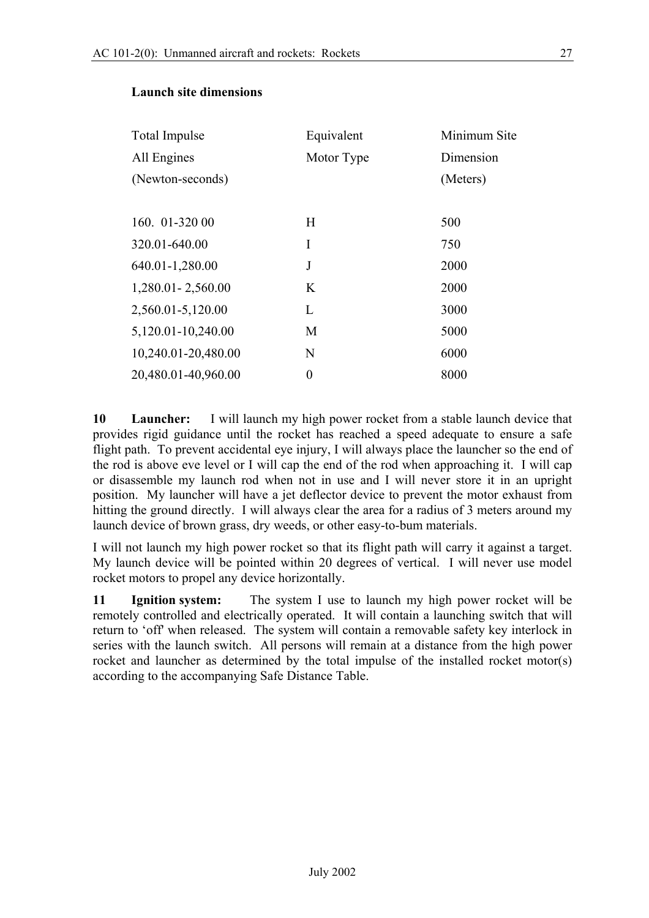**Launch site dimensions**

| Total Impulse All Engines (Newton-seconds) | Equivalent Motor Type | Minimum Site Dimension (Meters) |
|---|---|---|
| 160. 01-320 00 | H | 500 |
| 320.01-640.00 | I | 750 |
| 640.01-1,280.00 | J | 2000 |
| 1,280.01- 2,560.00 | K | 2000 |
| 2,560.01-5,120.00 | L | 3000 |
| 5,120.01-10,240.00 | M | 5000 |
| 10,240.01-20,480.00 | N | 6000 |
| 20,480.01-40,960.00 | 0 | 8000 |

**10 Launcher:** I will launch my high power rocket from a stable launch device that provides rigid guidance until the rocket has reached a speed adequate to ensure a safe flight path. To prevent accidental eye injury, I will always place the launcher so the end of the rod is above eve level or I will cap the end of the rod when approaching it. I will cap or disassemble my launch rod when not in use and I will never store it in an upright position. My launcher will have a jet deflector device to prevent the motor exhaust from hitting the ground directly. I will always clear the area for a radius of 3 meters around my launch device of brown grass, dry weeds, or other easy-to-bum materials.

I will not launch my high power rocket so that its flight path will carry it against a target. My launch device will be pointed within 20 degrees of vertical. I will never use model rocket motors to propel any device horizontally.

**11 Ignition system:** The system I use to launch my high power rocket will be remotely controlled and electrically operated. It will contain a launching switch that will return to 'off' when released. The system will contain a removable safety key interlock in series with the launch switch. All persons will remain at a distance from the high power rocket and launcher as determined by the total impulse of the installed rocket motor(s) according to the accompanying Safe Distance Table.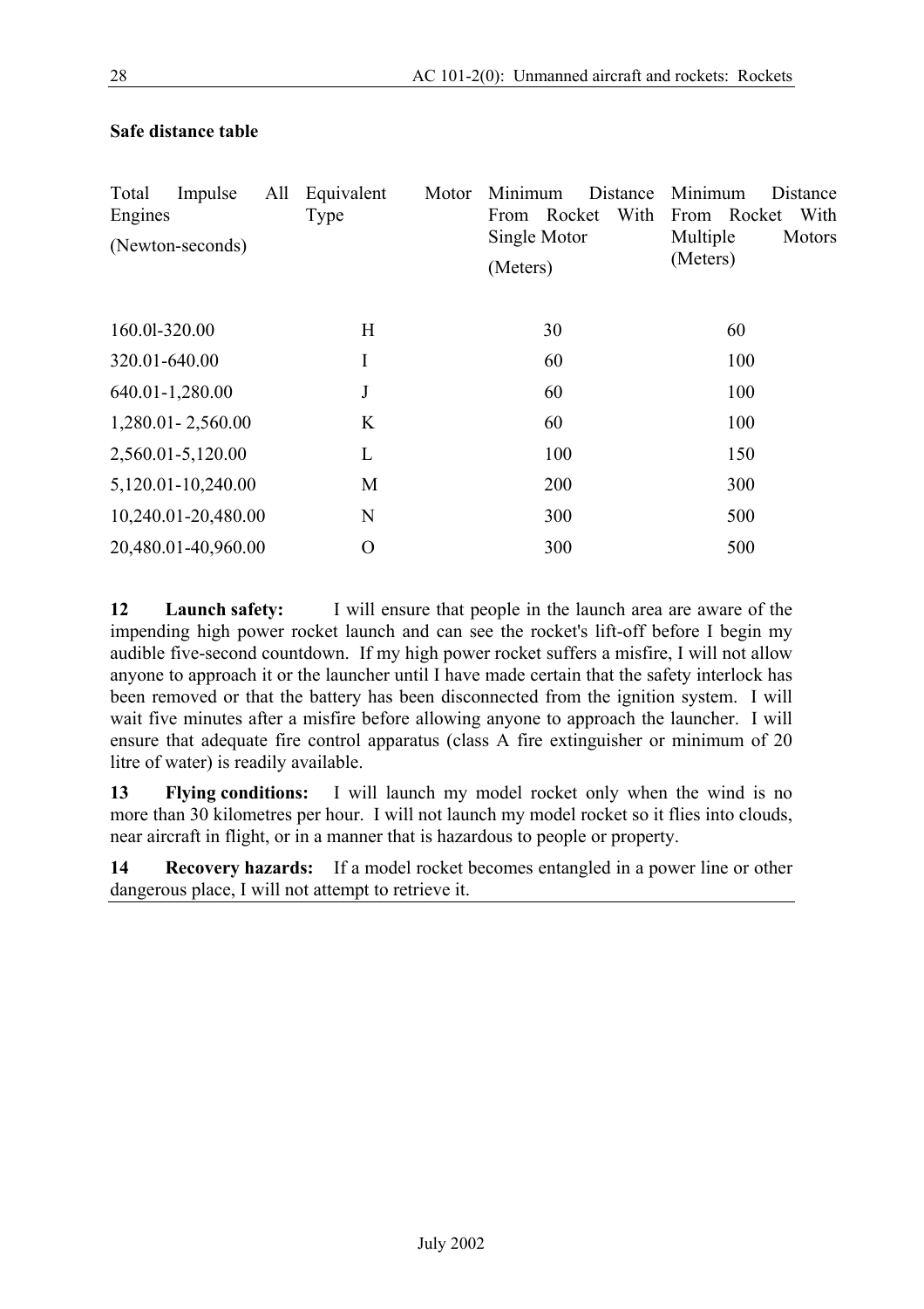**Safe distance table**

| Total Impulse All Engines (Newton-seconds) | Equivalent Motor Type | Minimum Distance From Rocket With Single Motor (Meters) | Minimum Distance From Rocket With Multiple Motors (Meters) |
|---|---|---|---|
| 160.0l-320.00 | H | 30 | 60 |
| 320.01-640.00 | I | 60 | 100 |
| 640.01-1,280.00 | J | 60 | 100 |
| 1,280.01- 2,560.00 | K | 60 | 100 |
| 2,560.01-5,120.00 | L | 100 | 150 |
| 5,120.01-10,240.00 | M | 200 | 300 |
| 10,240.01-20,480.00 | N | 300 | 500 |
| 20,480.01-40,960.00 | O | 300 | 500 |

**12 Launch safety:** I will ensure that people in the launch area are aware of the impending high power rocket launch and can see the rocket's lift-off before I begin my audible five-second countdown. If my high power rocket suffers a misfire, I will not allow anyone to approach it or the launcher until I have made certain that the safety interlock has been removed or that the battery has been disconnected from the ignition system. I will wait five minutes after a misfire before allowing anyone to approach the launcher. I will ensure that adequate fire control apparatus (class A fire extinguisher or minimum of 20 litre of water) is readily available.

**13 Flying conditions:** I will launch my model rocket only when the wind is no more than 30 kilometres per hour. I will not launch my model rocket so it flies into clouds, near aircraft in flight, or in a manner that is hazardous to people or property.

**14 Recovery hazards:** If a model rocket becomes entangled in a power line or other dangerous place, I will not attempt to retrieve it.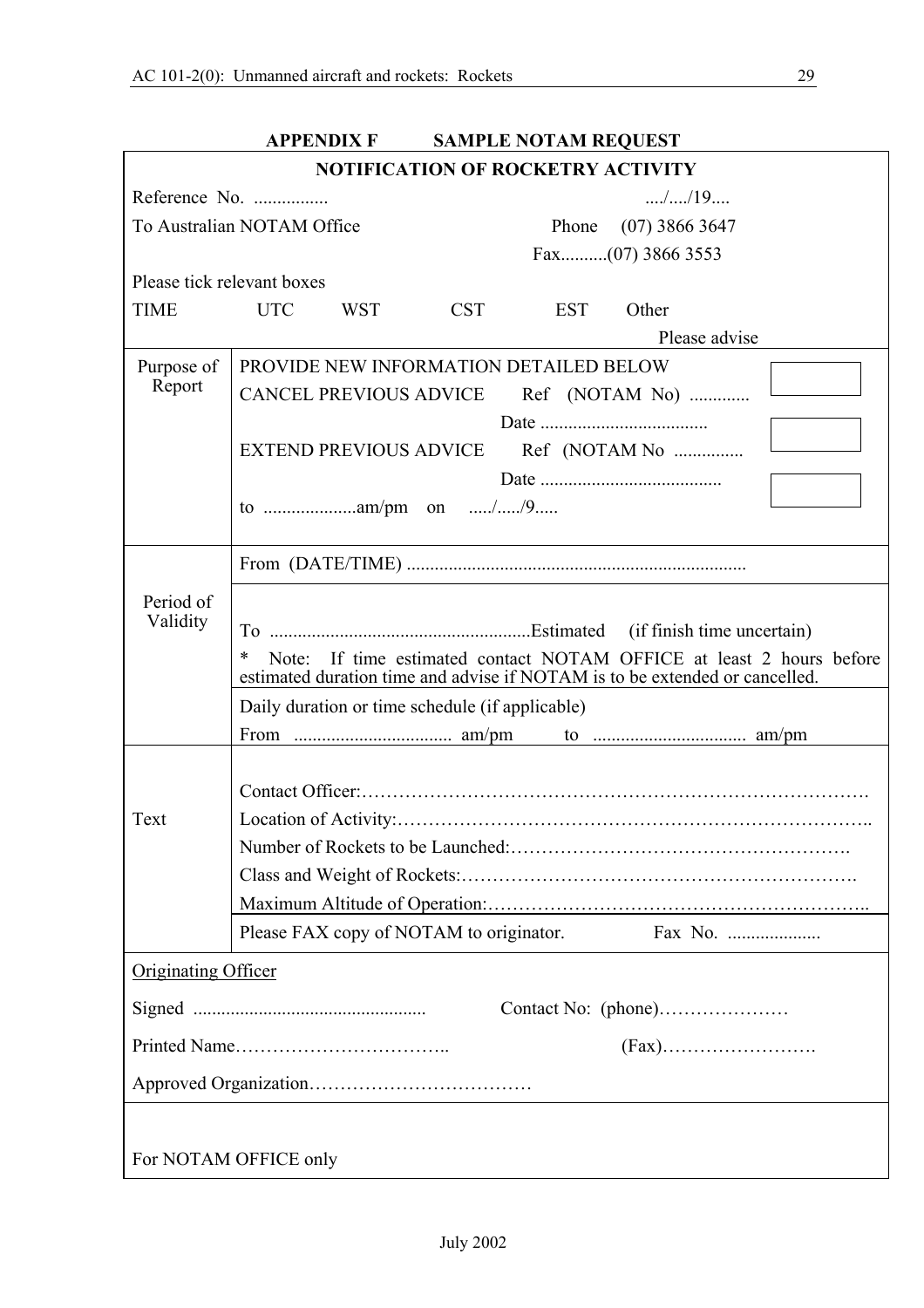## APPENDIX F SAMPLE NOTAM REQUEST

| NOTIFICATION OF ROCKETRY ACTIVITY | | |
|---|---|---|
| Reference No. ................ ..../..../19....<br>To Australian NOTAM Office Phone (07) 3866 3647<br>Fax..........(07) 3866 3553<br>Please tick relevant boxes<br>TIME UTC WST CST EST Other<br>Please advise | | |
| Purpose of Report | PROVIDE NEW INFORMATION DETAILED BELOW<br>CANCEL PREVIOUS ADVICE Ref (NOTAM No) .............<br>Date ....................................<br>EXTEND PREVIOUS ADVICE Ref (NOTAM No ...............<br>Date .......................................<br>to ....................am/pm on ...../...../9..... | ☐<br>☐<br>☐ |
| Period of Validity | From (DATE/TIME) ........................................................................ | |
| | To .......................................................Estimated (if finish time uncertain)<br>* Note: If time estimated contact NOTAM OFFICE at least 2 hours before estimated duration time and advise if NOTAM is to be extended or cancelled. | |
| | Daily duration or time schedule (if applicable)<br>From ................................. am/pm to ................................ am/pm | |
| Text | Contact Officer:……………………………………………………………………….<br>Location of Activity:…………………………………………………………………..<br>Number of Rockets to be Launched:……………………………………………….<br>Class and Weight of Rockets:…………………………………………………….<br>Maximum Altitude of Operation:…………………………………………………….. | |
| | Please FAX copy of NOTAM to originator. Fax No. .................... | |
| Originating Officer<br>Signed ................................................. Contact No: (phone)…………………<br>Printed Name…………………………….. (Fax)…………………….<br>Approved Organization……………………………… | | |
| For NOTAM OFFICE only | | |

July 2002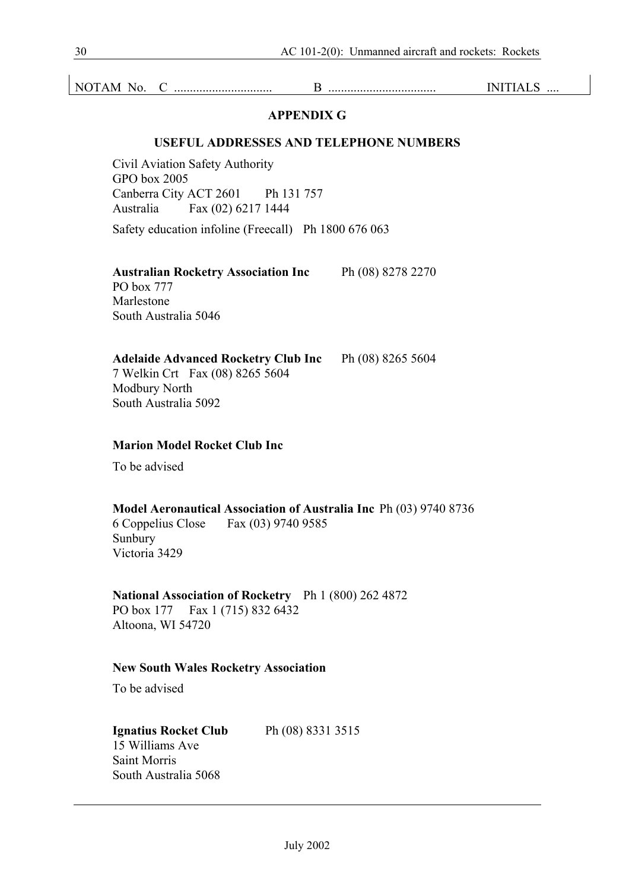NOTAM No. C .............................. B ................................. INITIALS ....

## APPENDIX G

### USEFUL ADDRESSES AND TELEPHONE NUMBERS

Civil Aviation Safety Authority
GPO box 2005
Canberra City ACT 2601 Ph 131 757
Australia Fax (02) 6217 1444

Safety education infoline (Freecall) Ph 1800 676 063

**Australian Rocketry Association Inc** Ph (08) 8278 2270
PO box 777
Marlestone
South Australia 5046

**Adelaide Advanced Rocketry Club Inc** Ph (08) 8265 5604
7 Welkin Crt Fax (08) 8265 5604
Modbury North
South Australia 5092

**Marion Model Rocket Club Inc**

To be advised

**Model Aeronautical Association of Australia Inc** Ph (03) 9740 8736
6 Coppelius Close Fax (03) 9740 9585
Sunbury
Victoria 3429

**National Association of Rocketry** Ph 1 (800) 262 4872
PO box 177 Fax 1 (715) 832 6432
Altoona, WI 54720

**New South Wales Rocketry Association**

To be advised

**Ignatius Rocket Club** Ph (08) 8331 3515
15 Williams Ave
Saint Morris
South Australia 5068

July 2002